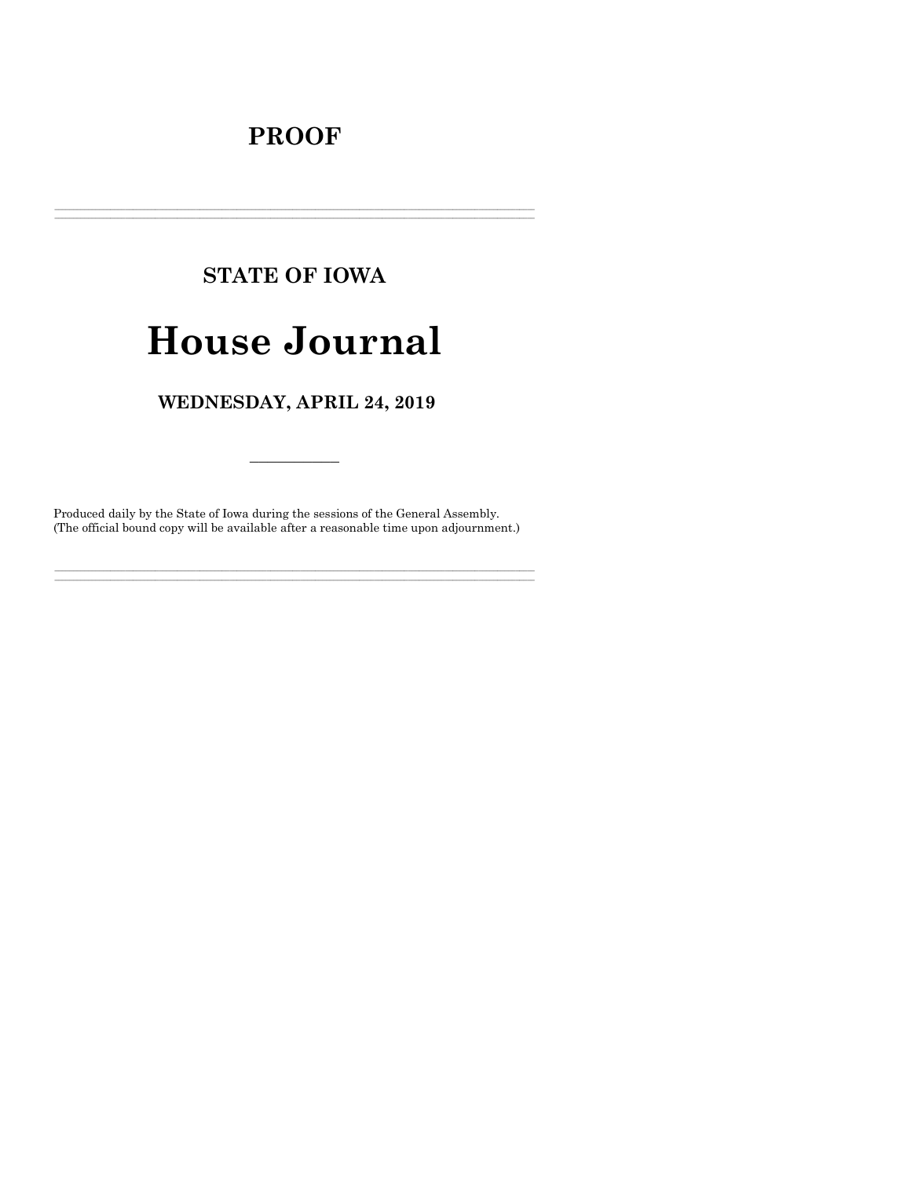# PROOF

---

## STATE OF IOWA

# House Journal

### WEDNESDAY, APRIL 24, 2019

---

Produced daily by the State of Iowa during the sessions of the General Assembly.
(The official bound copy will be available after a reasonable time upon adjournment.)

---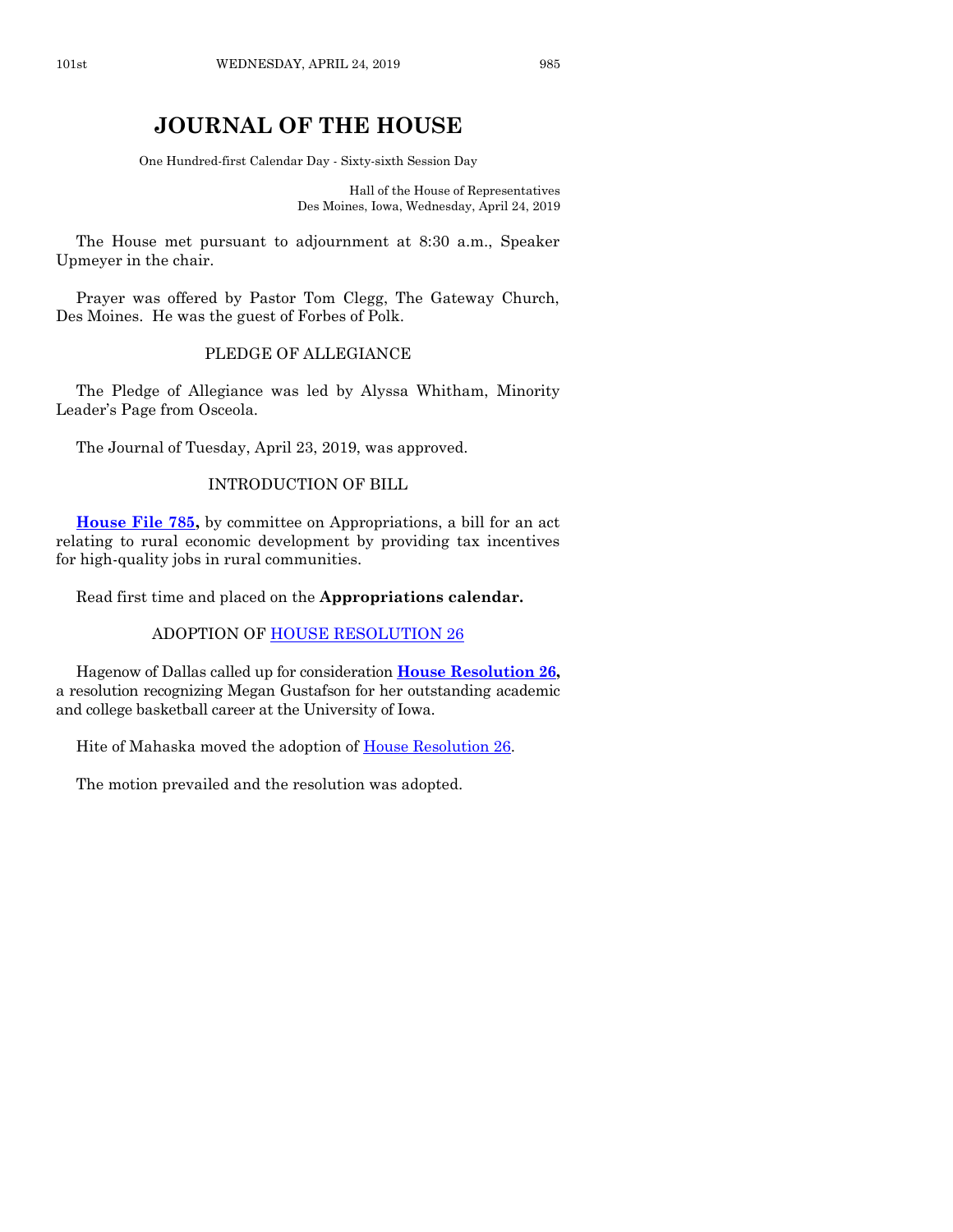# JOURNAL OF THE HOUSE

One Hundred-first Calendar Day - Sixty-sixth Session Day

Hall of the House of Representatives
Des Moines, Iowa, Wednesday, April 24, 2019

The House met pursuant to adjournment at 8:30 a.m., Speaker Upmeyer in the chair.

Prayer was offered by Pastor Tom Clegg, The Gateway Church, Des Moines. He was the guest of Forbes of Polk.

## PLEDGE OF ALLEGIANCE

The Pledge of Allegiance was led by Alyssa Whitham, Minority Leader's Page from Osceola.

The Journal of Tuesday, April 23, 2019, was approved.

## INTRODUCTION OF BILL

**House File 785,** by committee on Appropriations, a bill for an act relating to rural economic development by providing tax incentives for high-quality jobs in rural communities.

Read first time and placed on the **Appropriations calendar.**

## ADOPTION OF HOUSE RESOLUTION 26

Hagenow of Dallas called up for consideration **House Resolution 26,** a resolution recognizing Megan Gustafson for her outstanding academic and college basketball career at the University of Iowa.

Hite of Mahaska moved the adoption of House Resolution 26.

The motion prevailed and the resolution was adopted.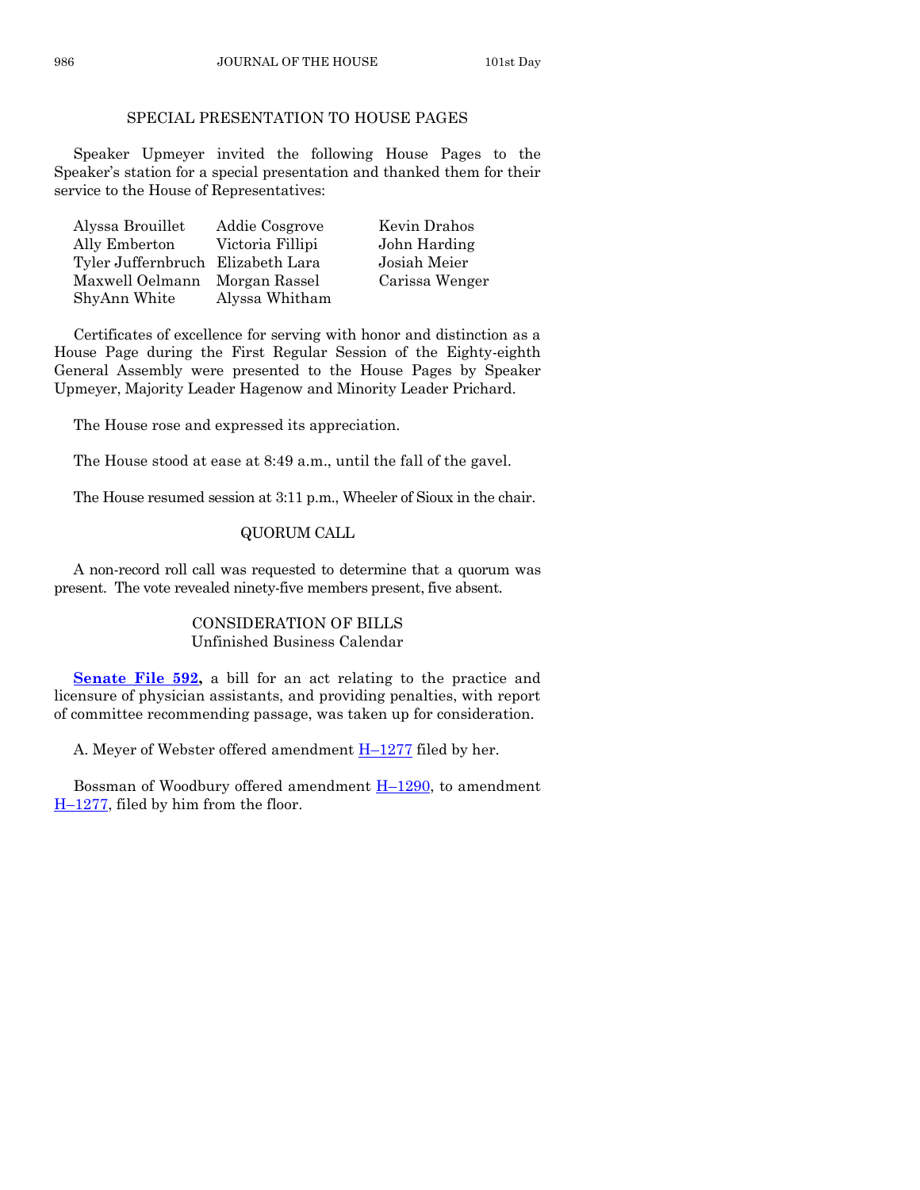## SPECIAL PRESENTATION TO HOUSE PAGES

Speaker Upmeyer invited the following House Pages to the Speaker's station for a special presentation and thanked them for their service to the House of Representatives:

| | | |
|---|---|---|
| Alyssa Brouillet | Addie Cosgrove | Kevin Drahos |
| Ally Emberton | Victoria Fillipi | John Harding |
| Tyler Juffernbruch | Elizabeth Lara | Josiah Meier |
| Maxwell Oelmann | Morgan Rassel | Carissa Wenger |
| ShyAnn White | Alyssa Whitham | |

Certificates of excellence for serving with honor and distinction as a House Page during the First Regular Session of the Eighty-eighth General Assembly were presented to the House Pages by Speaker Upmeyer, Majority Leader Hagenow and Minority Leader Prichard.

The House rose and expressed its appreciation.

The House stood at ease at 8:49 a.m., until the fall of the gavel.

The House resumed session at 3:11 p.m., Wheeler of Sioux in the chair.

## QUORUM CALL

A non-record roll call was requested to determine that a quorum was present. The vote revealed ninety-five members present, five absent.

## CONSIDERATION OF BILLS
### Unfinished Business Calendar

**Senate File 592,** a bill for an act relating to the practice and licensure of physician assistants, and providing penalties, with report of committee recommending passage, was taken up for consideration.

A. Meyer of Webster offered amendment H–1277 filed by her.

Bossman of Woodbury offered amendment H–1290, to amendment H–1277, filed by him from the floor.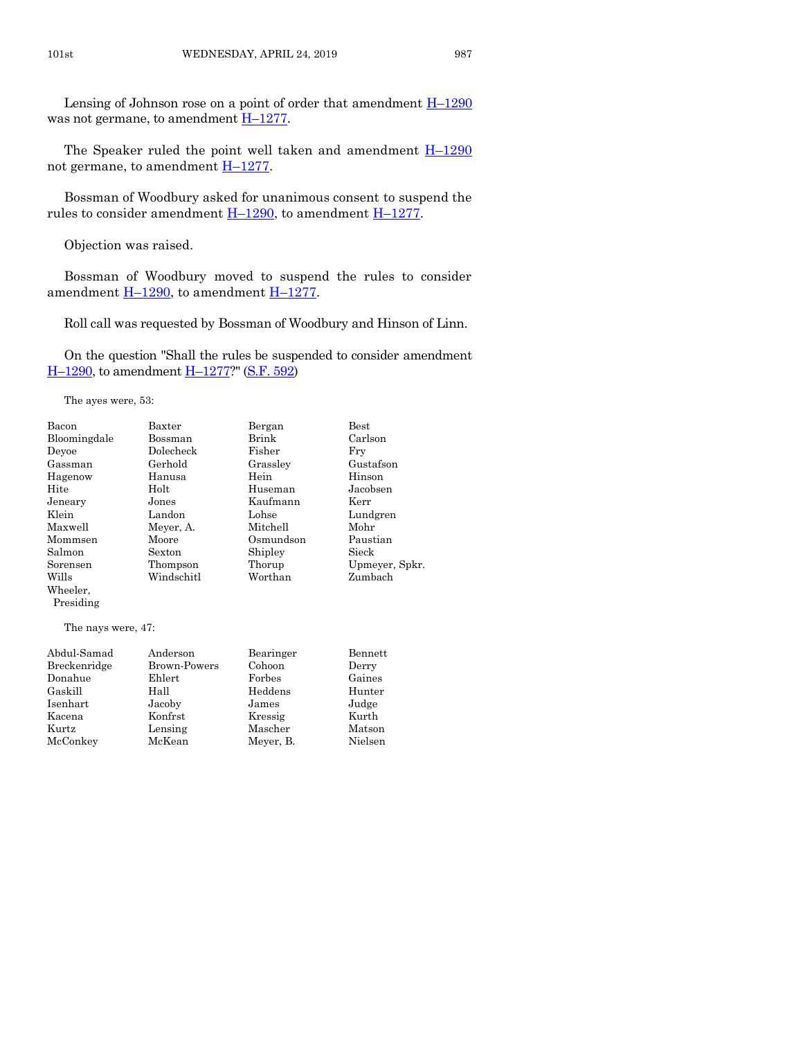Lensing of Johnson rose on a point of order that amendment H–1290 was not germane, to amendment H–1277.

The Speaker ruled the point well taken and amendment H–1290 not germane, to amendment H–1277.

Bossman of Woodbury asked for unanimous consent to suspend the rules to consider amendment H–1290, to amendment H–1277.

Objection was raised.

Bossman of Woodbury moved to suspend the rules to consider amendment H–1290, to amendment H–1277.

Roll call was requested by Bossman of Woodbury and Hinson of Linn.

On the question "Shall the rules be suspended to consider amendment H–1290, to amendment H–1277?" (S.F. 592)

The ayes were, 53:

| | | | |
|---|---|---|---|
| Bacon | Baxter | Bergan | Best |
| Bloomingdale | Bossman | Brink | Carlson |
| Deyoe | Dolecheck | Fisher | Fry |
| Gassman | Gerhold | Grassley | Gustafson |
| Hagenow | Hanusa | Hein | Hinson |
| Hite | Holt | Huseman | Jacobsen |
| Jeneary | Jones | Kaufmann | Kerr |
| Klein | Landon | Lohse | Lundgren |
| Maxwell | Meyer, A. | Mitchell | Mohr |
| Mommsen | Moore | Osmundson | Paustian |
| Salmon | Sexton | Shipley | Sieck |
| Sorensen | Thompson | Thorup | Upmeyer, Spkr. |
| Wills | Windschitl | Worthan | Zumbach |
| Wheeler, Presiding | | | |

The nays were, 47:

| | | | |
|---|---|---|---|
| Abdul-Samad | Anderson | Bearinger | Bennett |
| Breckenridge | Brown-Powers | Cohoon | Derry |
| Donahue | Ehlert | Forbes | Gaines |
| Gaskill | Hall | Heddens | Hunter |
| Isenhart | Jacoby | James | Judge |
| Kacena | Konfrst | Kressig | Kurth |
| Kurtz | Lensing | Mascher | Matson |
| McConkey | McKean | Meyer, B. | Nielsen |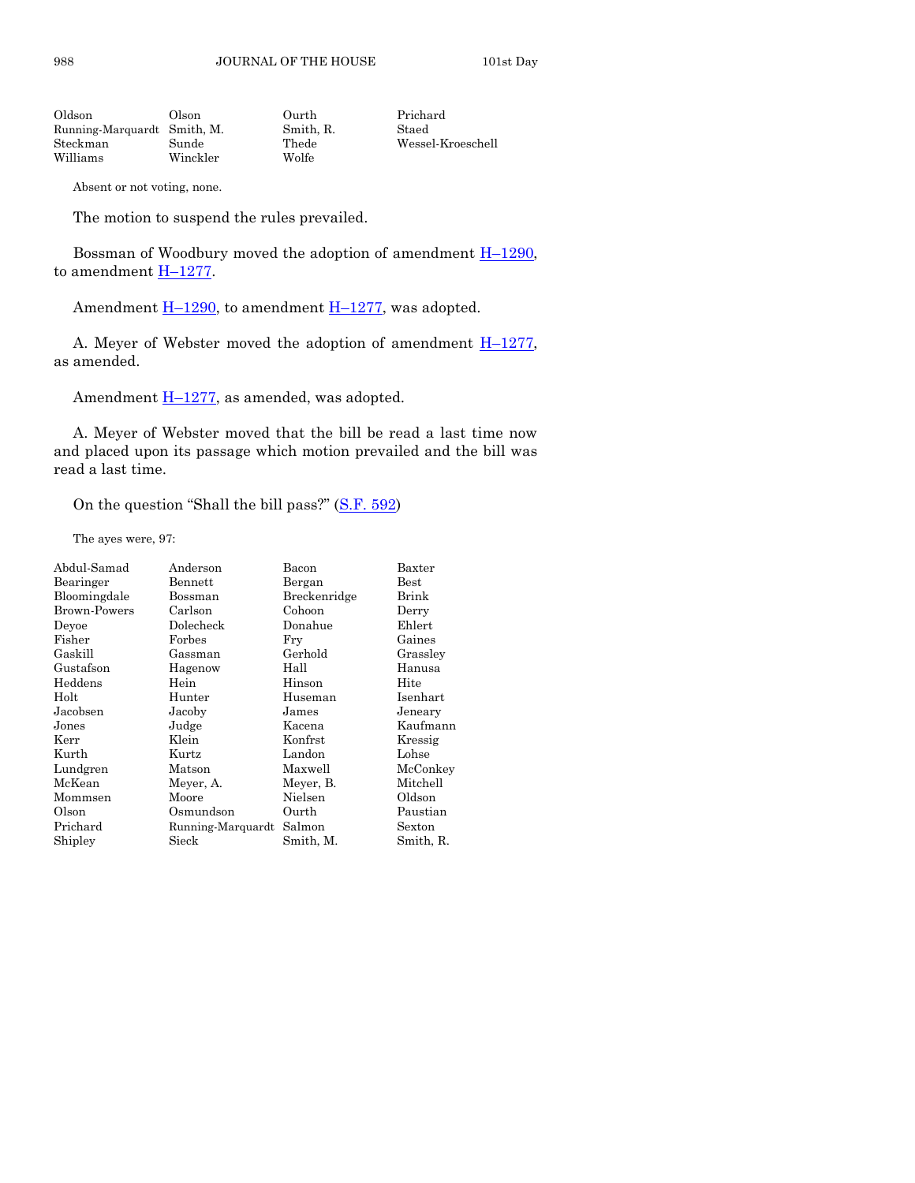| | | | |
|---|---|---|---|
| Oldson | Olson | Ourth | Prichard |
| Running-Marquardt | Smith, M. | Smith, R. | Staed |
| Steckman | Sunde | Thede | Wessel-Kroeschell |
| Williams | Winckler | Wolfe | |

Absent or not voting, none.

The motion to suspend the rules prevailed.

Bossman of Woodbury moved the adoption of amendment H–1290, to amendment H–1277.

Amendment H–1290, to amendment H–1277, was adopted.

A. Meyer of Webster moved the adoption of amendment H–1277, as amended.

Amendment H–1277, as amended, was adopted.

A. Meyer of Webster moved that the bill be read a last time now and placed upon its passage which motion prevailed and the bill was read a last time.

On the question "Shall the bill pass?" (S.F. 592)

The ayes were, 97:

| | | | |
|---|---|---|---|
| Abdul-Samad | Anderson | Bacon | Baxter |
| Bearinger | Bennett | Bergan | Best |
| Bloomingdale | Bossman | Breckenridge | Brink |
| Brown-Powers | Carlson | Cohoon | Derry |
| Deyoe | Dolecheck | Donahue | Ehlert |
| Fisher | Forbes | Fry | Gaines |
| Gaskill | Gassman | Gerhold | Grassley |
| Gustafson | Hagenow | Hall | Hanusa |
| Heddens | Hein | Hinson | Hite |
| Holt | Hunter | Huseman | Isenhart |
| Jacobsen | Jacoby | James | Jeneary |
| Jones | Judge | Kacena | Kaufmann |
| Kerr | Klein | Konfrst | Kressig |
| Kurth | Kurtz | Landon | Lohse |
| Lundgren | Matson | Maxwell | McConkey |
| McKean | Meyer, A. | Meyer, B. | Mitchell |
| Mommsen | Moore | Nielsen | Oldson |
| Olson | Osmundson | Ourth | Paustian |
| Prichard | Running-Marquardt | Salmon | Sexton |
| Shipley | Sieck | Smith, M. | Smith, R. |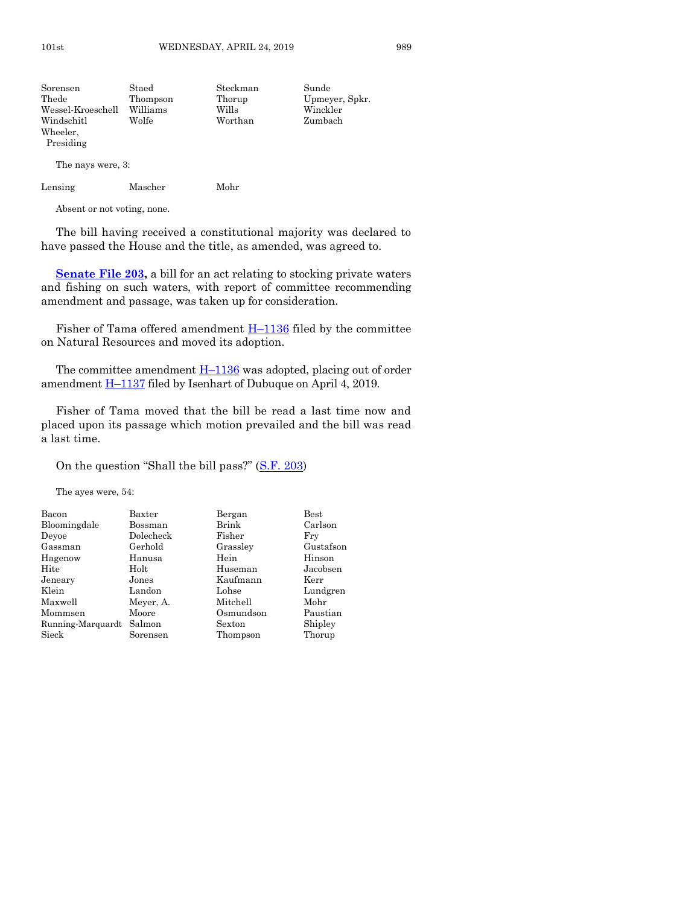| | | | |
|---|---|---|---|
| Sorensen | Staed | Steckman | Sunde |
| Thede | Thompson | Thorup | Upmeyer, Spkr. |
| Wessel-Kroeschell | Williams | Wills | Winckler |
| Windschitl | Wolfe | Worthan | Zumbach |
| Wheeler, Presiding | | | |

The nays were, 3:

| | | |
|---|---|---|
| Lensing | Mascher | Mohr |

Absent or not voting, none.

The bill having received a constitutional majority was declared to have passed the House and the title, as amended, was agreed to.

**Senate File 203,** a bill for an act relating to stocking private waters and fishing on such waters, with report of committee recommending amendment and passage, was taken up for consideration.

Fisher of Tama offered amendment H–1136 filed by the committee on Natural Resources and moved its adoption.

The committee amendment H–1136 was adopted, placing out of order amendment H–1137 filed by Isenhart of Dubuque on April 4, 2019.

Fisher of Tama moved that the bill be read a last time now and placed upon its passage which motion prevailed and the bill was read a last time.

On the question "Shall the bill pass?" (S.F. 203)

The ayes were, 54:

| | | | |
|---|---|---|---|
| Bacon | Baxter | Bergan | Best |
| Bloomingdale | Bossman | Brink | Carlson |
| Deyoe | Dolecheck | Fisher | Fry |
| Gassman | Gerhold | Grassley | Gustafson |
| Hagenow | Hanusa | Hein | Hinson |
| Hite | Holt | Huseman | Jacobsen |
| Jeneary | Jones | Kaufmann | Kerr |
| Klein | Landon | Lohse | Lundgren |
| Maxwell | Meyer, A. | Mitchell | Mohr |
| Mommsen | Moore | Osmundson | Paustian |
| Running-Marquardt | Salmon | Sexton | Shipley |
| Sieck | Sorensen | Thompson | Thorup |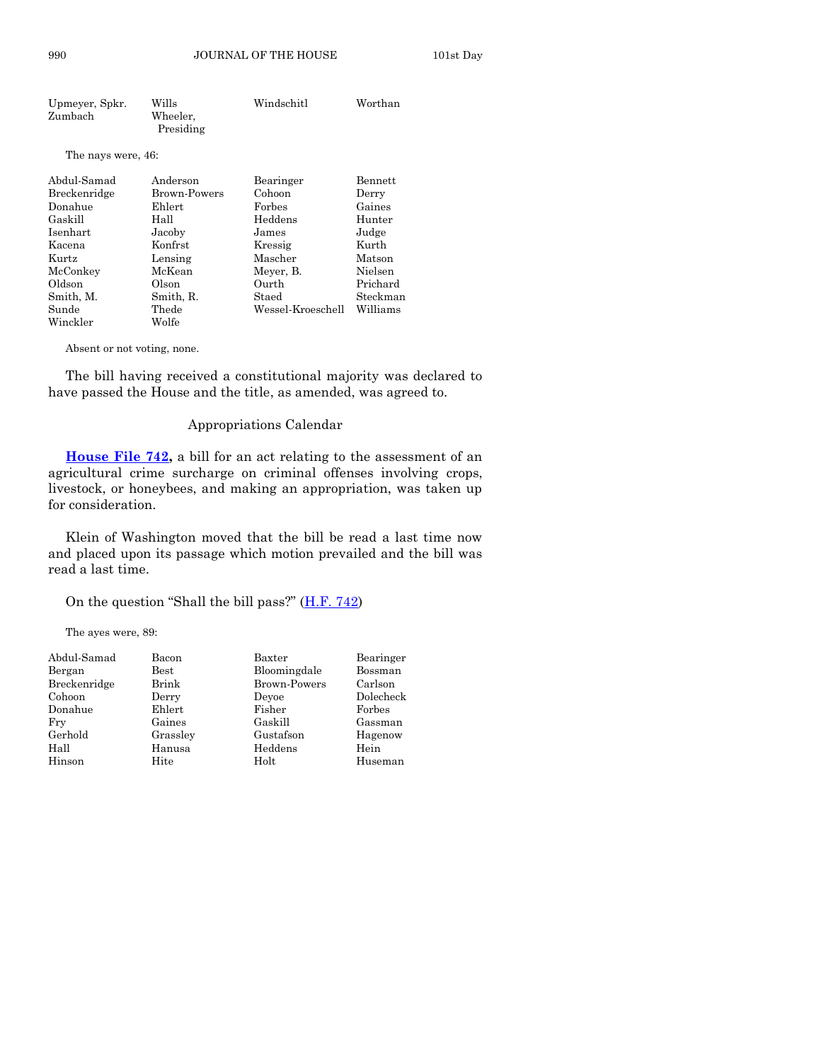| | | | |
|---|---|---|---|
| Upmeyer, Spkr. | Wills | Windschitl | Worthan |
| Zumbach | Wheeler, Presiding | | |

The nays were, 46:

| | | | |
|---|---|---|---|
| Abdul-Samad | Anderson | Bearinger | Bennett |
| Breckenridge | Brown-Powers | Cohoon | Derry |
| Donahue | Ehlert | Forbes | Gaines |
| Gaskill | Hall | Heddens | Hunter |
| Isenhart | Jacoby | James | Judge |
| Kacena | Konfrst | Kressig | Kurth |
| Kurtz | Lensing | Mascher | Matson |
| McConkey | McKean | Meyer, B. | Nielsen |
| Oldson | Olson | Ourth | Prichard |
| Smith, M. | Smith, R. | Staed | Steckman |
| Sunde | Thede | Wessel-Kroeschell | Williams |
| Winckler | Wolfe | | |

Absent or not voting, none.

The bill having received a constitutional majority was declared to have passed the House and the title, as amended, was agreed to.

Appropriations Calendar

**House File 742,** a bill for an act relating to the assessment of an agricultural crime surcharge on criminal offenses involving crops, livestock, or honeybees, and making an appropriation, was taken up for consideration.

Klein of Washington moved that the bill be read a last time now and placed upon its passage which motion prevailed and the bill was read a last time.

On the question "Shall the bill pass?" (H.F. 742)

The ayes were, 89:

| | | | |
|---|---|---|---|
| Abdul-Samad | Bacon | Baxter | Bearinger |
| Bergan | Best | Bloomingdale | Bossman |
| Breckenridge | Brink | Brown-Powers | Carlson |
| Cohoon | Derry | Deyoe | Dolecheck |
| Donahue | Ehlert | Fisher | Forbes |
| Fry | Gaines | Gaskill | Gassman |
| Gerhold | Grassley | Gustafson | Hagenow |
| Hall | Hanusa | Heddens | Hein |
| Hinson | Hite | Holt | Huseman |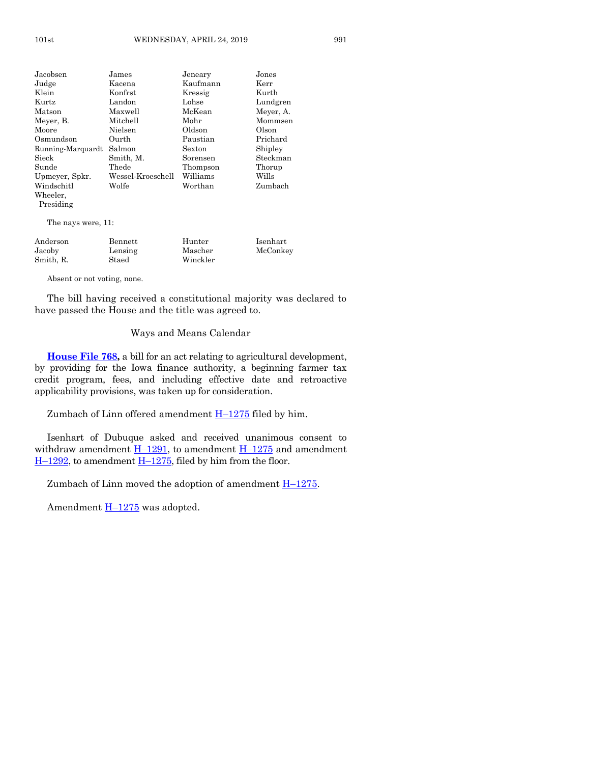| | | | |
|---|---|---|---|
| Jacobsen | James | Jeneary | Jones |
| Judge | Kacena | Kaufmann | Kerr |
| Klein | Konfrst | Kressig | Kurth |
| Kurtz | Landon | Lohse | Lundgren |
| Matson | Maxwell | McKean | Meyer, A. |
| Meyer, B. | Mitchell | Mohr | Mommsen |
| Moore | Nielsen | Oldson | Olson |
| Osmundson | Ourth | Paustian | Prichard |
| Running-Marquardt | Salmon | Sexton | Shipley |
| Sieck | Smith, M. | Sorensen | Steckman |
| Sunde | Thede | Thompson | Thorup |
| Upmeyer, Spkr. | Wessel-Kroeschell | Williams | Wills |
| Windschitl | Wolfe | Worthan | Zumbach |
| Wheeler, Presiding | | | |

The nays were, 11:

| | | | |
|---|---|---|---|
| Anderson | Bennett | Hunter | Isenhart |
| Jacoby | Lensing | Mascher | McConkey |
| Smith, R. | Staed | Winckler | |

Absent or not voting, none.

The bill having received a constitutional majority was declared to have passed the House and the title was agreed to.

Ways and Means Calendar

**House File 768,** a bill for an act relating to agricultural development, by providing for the Iowa finance authority, a beginning farmer tax credit program, fees, and including effective date and retroactive applicability provisions, was taken up for consideration.

Zumbach of Linn offered amendment H–1275 filed by him.

Isenhart of Dubuque asked and received unanimous consent to withdraw amendment H–1291, to amendment H–1275 and amendment H–1292, to amendment H–1275, filed by him from the floor.

Zumbach of Linn moved the adoption of amendment H–1275.

Amendment H–1275 was adopted.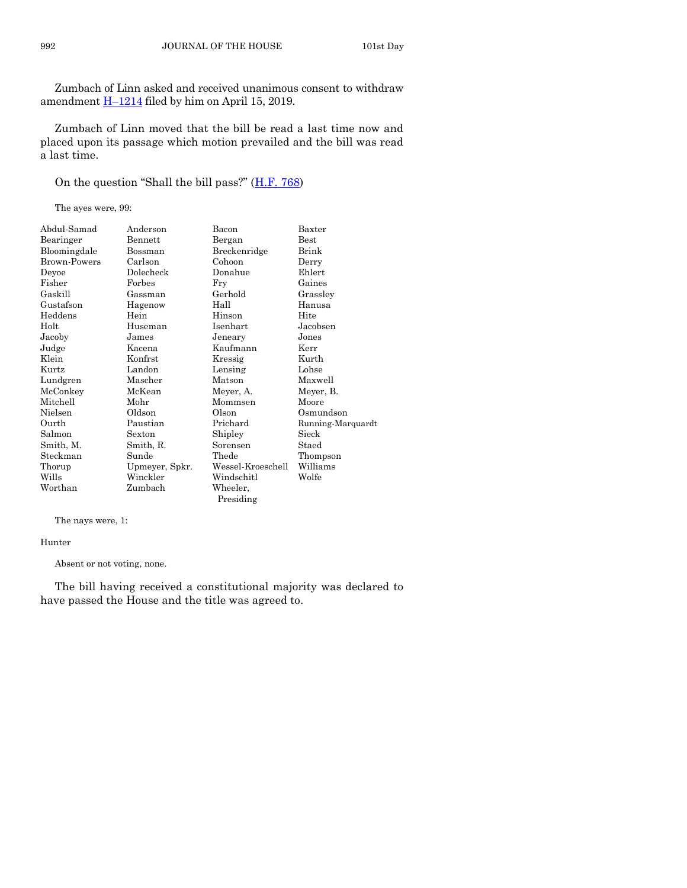Zumbach of Linn asked and received unanimous consent to withdraw amendment H–1214 filed by him on April 15, 2019.

Zumbach of Linn moved that the bill be read a last time now and placed upon its passage which motion prevailed and the bill was read a last time.

On the question "Shall the bill pass?" (H.F. 768)

The ayes were, 99:

| | | | |
|---|---|---|---|
| Abdul-Samad | Anderson | Bacon | Baxter |
| Bearinger | Bennett | Bergan | Best |
| Bloomingdale | Bossman | Breckenridge | Brink |
| Brown-Powers | Carlson | Cohoon | Derry |
| Deyoe | Dolecheck | Donahue | Ehlert |
| Fisher | Forbes | Fry | Gaines |
| Gaskill | Gassman | Gerhold | Grassley |
| Gustafson | Hagenow | Hall | Hanusa |
| Heddens | Hein | Hinson | Hite |
| Holt | Huseman | Isenhart | Jacobsen |
| Jacoby | James | Jeneary | Jones |
| Judge | Kacena | Kaufmann | Kerr |
| Klein | Konfrst | Kressig | Kurth |
| Kurtz | Landon | Lensing | Lohse |
| Lundgren | Mascher | Matson | Maxwell |
| McConkey | McKean | Meyer, A. | Meyer, B. |
| Mitchell | Mohr | Mommsen | Moore |
| Nielsen | Oldson | Olson | Osmundson |
| Ourth | Paustian | Prichard | Running-Marquardt |
| Salmon | Sexton | Shipley | Sieck |
| Smith, M. | Smith, R. | Sorensen | Staed |
| Steckman | Sunde | Thede | Thompson |
| Thorup | Upmeyer, Spkr. | Wessel-Kroeschell | Williams |
| Wills | Winckler | Windschitl | Wolfe |
| Worthan | Zumbach | Wheeler, Presiding | |

The nays were, 1:

Hunter

Absent or not voting, none.

The bill having received a constitutional majority was declared to have passed the House and the title was agreed to.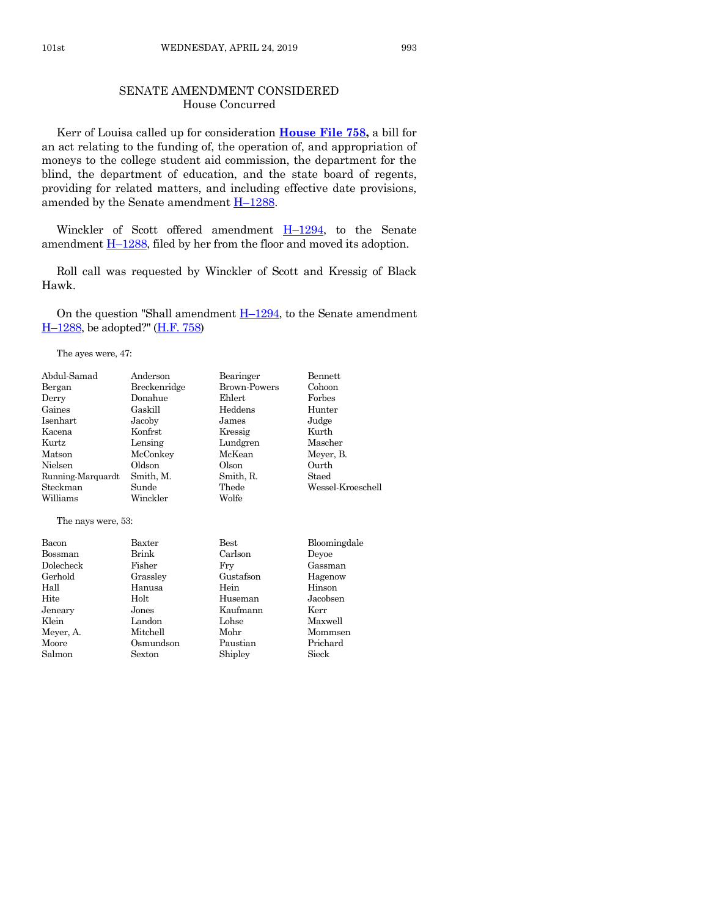## SENATE AMENDMENT CONSIDERED
### House Concurred

Kerr of Louisa called up for consideration **House File 758,** a bill for an act relating to the funding of, the operation of, and appropriation of moneys to the college student aid commission, the department for the blind, the department of education, and the state board of regents, providing for related matters, and including effective date provisions, amended by the Senate amendment H–1288.

Winckler of Scott offered amendment H–1294, to the Senate amendment H–1288, filed by her from the floor and moved its adoption.

Roll call was requested by Winckler of Scott and Kressig of Black Hawk.

On the question "Shall amendment H–1294, to the Senate amendment H–1288, be adopted?" (H.F. 758)

The ayes were, 47:

| | | | |
|---|---|---|---|
| Abdul-Samad | Anderson | Bearinger | Bennett |
| Bergan | Breckenridge | Brown-Powers | Cohoon |
| Derry | Donahue | Ehlert | Forbes |
| Gaines | Gaskill | Heddens | Hunter |
| Isenhart | Jacoby | James | Judge |
| Kacena | Konfrst | Kressig | Kurth |
| Kurtz | Lensing | Lundgren | Mascher |
| Matson | McConkey | McKean | Meyer, B. |
| Nielsen | Oldson | Olson | Ourth |
| Running-Marquardt | Smith, M. | Smith, R. | Staed |
| Steckman | Sunde | Thede | Wessel-Kroeschell |
| Williams | Winckler | Wolfe | |

The nays were, 53:

| | | | |
|---|---|---|---|
| Bacon | Baxter | Best | Bloomingdale |
| Bossman | Brink | Carlson | Deyoe |
| Dolecheck | Fisher | Fry | Gassman |
| Gerhold | Grassley | Gustafson | Hagenow |
| Hall | Hanusa | Hein | Hinson |
| Hite | Holt | Huseman | Jacobsen |
| Jeneary | Jones | Kaufmann | Kerr |
| Klein | Landon | Lohse | Maxwell |
| Meyer, A. | Mitchell | Mohr | Mommsen |
| Moore | Osmundson | Paustian | Prichard |
| Salmon | Sexton | Shipley | Sieck |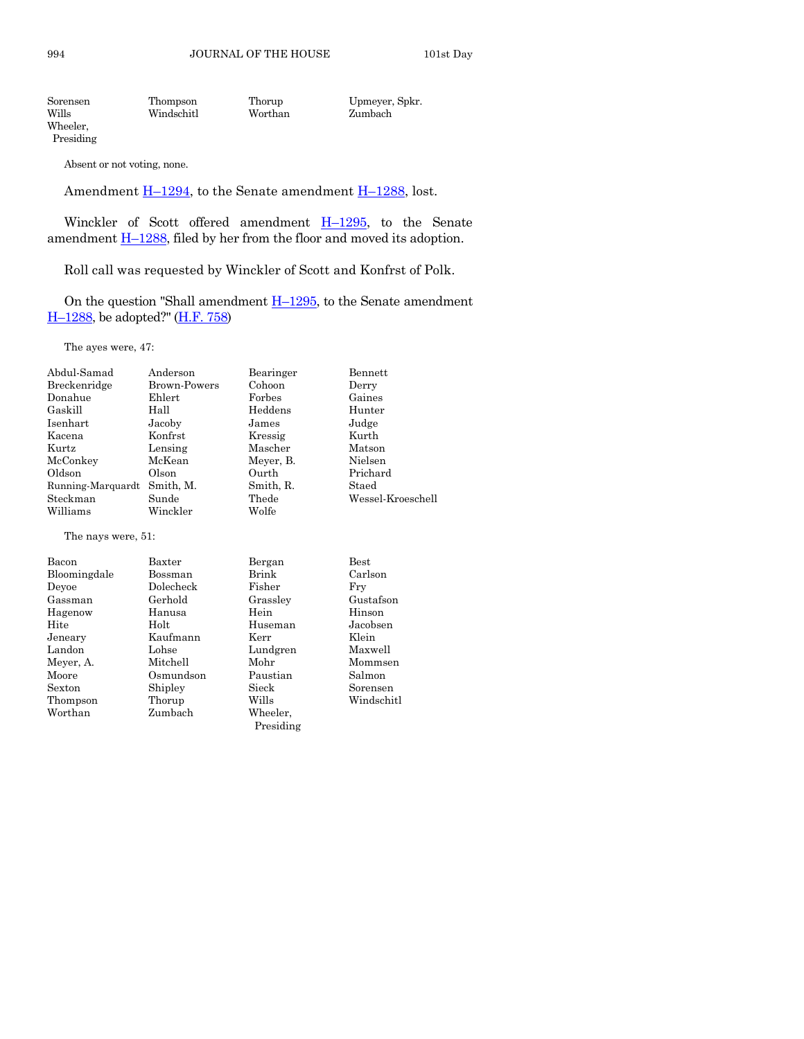| | | | |
|---|---|---|---|
| Sorensen | Thompson | Thorup | Upmeyer, Spkr. |
| Wills | Windschitl | Worthan | Zumbach |
| Wheeler, Presiding | | | |

Absent or not voting, none.

Amendment H–1294, to the Senate amendment H–1288, lost.

Winckler of Scott offered amendment H–1295, to the Senate amendment H–1288, filed by her from the floor and moved its adoption.

Roll call was requested by Winckler of Scott and Konfrst of Polk.

On the question "Shall amendment H–1295, to the Senate amendment H–1288, be adopted?" (H.F. 758)

The ayes were, 47:

| | | | |
|---|---|---|---|
| Abdul-Samad | Anderson | Bearinger | Bennett |
| Breckenridge | Brown-Powers | Cohoon | Derry |
| Donahue | Ehlert | Forbes | Gaines |
| Gaskill | Hall | Heddens | Hunter |
| Isenhart | Jacoby | James | Judge |
| Kacena | Konfrst | Kressig | Kurth |
| Kurtz | Lensing | Mascher | Matson |
| McConkey | McKean | Meyer, B. | Nielsen |
| Oldson | Olson | Ourth | Prichard |
| Running-Marquardt | Smith, M. | Smith, R. | Staed |
| Steckman | Sunde | Thede | Wessel-Kroeschell |
| Williams | Winckler | Wolfe | |

The nays were, 51:

| | | | |
|---|---|---|---|
| Bacon | Baxter | Bergan | Best |
| Bloomingdale | Bossman | Brink | Carlson |
| Deyoe | Dolecheck | Fisher | Fry |
| Gassman | Gerhold | Grassley | Gustafson |
| Hagenow | Hanusa | Hein | Hinson |
| Hite | Holt | Huseman | Jacobsen |
| Jeneary | Kaufmann | Kerr | Klein |
| Landon | Lohse | Lundgren | Maxwell |
| Meyer, A. | Mitchell | Mohr | Mommsen |
| Moore | Osmundson | Paustian | Salmon |
| Sexton | Shipley | Sieck | Sorensen |
| Thompson | Thorup | Wills | Windschitl |
| Worthan | Zumbach | Wheeler, Presiding | |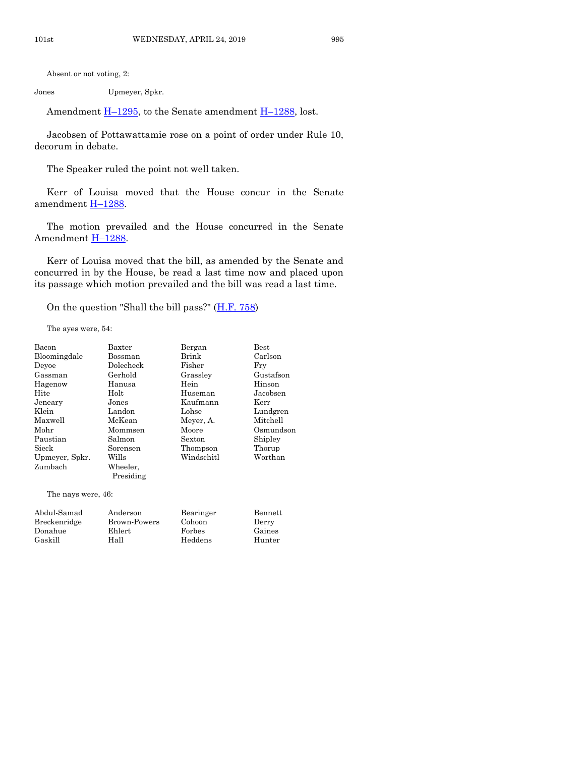Absent or not voting, 2:

| | |
|---|---|
| Jones | Upmeyer, Spkr. |

Amendment H–1295, to the Senate amendment H–1288, lost.

Jacobsen of Pottawattamie rose on a point of order under Rule 10, decorum in debate.

The Speaker ruled the point not well taken.

Kerr of Louisa moved that the House concur in the Senate amendment H–1288.

The motion prevailed and the House concurred in the Senate Amendment H–1288.

Kerr of Louisa moved that the bill, as amended by the Senate and concurred in by the House, be read a last time now and placed upon its passage which motion prevailed and the bill was read a last time.

On the question "Shall the bill pass?" (H.F. 758)

The ayes were, 54:

| | | | |
|---|---|---|---|
| Bacon | Baxter | Bergan | Best |
| Bloomingdale | Bossman | Brink | Carlson |
| Deyoe | Dolecheck | Fisher | Fry |
| Gassman | Gerhold | Grassley | Gustafson |
| Hagenow | Hanusa | Hein | Hinson |
| Hite | Holt | Huseman | Jacobsen |
| Jeneary | Jones | Kaufmann | Kerr |
| Klein | Landon | Lohse | Lundgren |
| Maxwell | McKean | Meyer, A. | Mitchell |
| Mohr | Mommsen | Moore | Osmundson |
| Paustian | Salmon | Sexton | Shipley |
| Sieck | Sorensen | Thompson | Thorup |
| Upmeyer, Spkr. | Wills | Windschitl | Worthan |
| Zumbach | Wheeler, Presiding | | |

The nays were, 46:

| | | | |
|---|---|---|---|
| Abdul-Samad | Anderson | Bearinger | Bennett |
| Breckenridge | Brown-Powers | Cohoon | Derry |
| Donahue | Ehlert | Forbes | Gaines |
| Gaskill | Hall | Heddens | Hunter |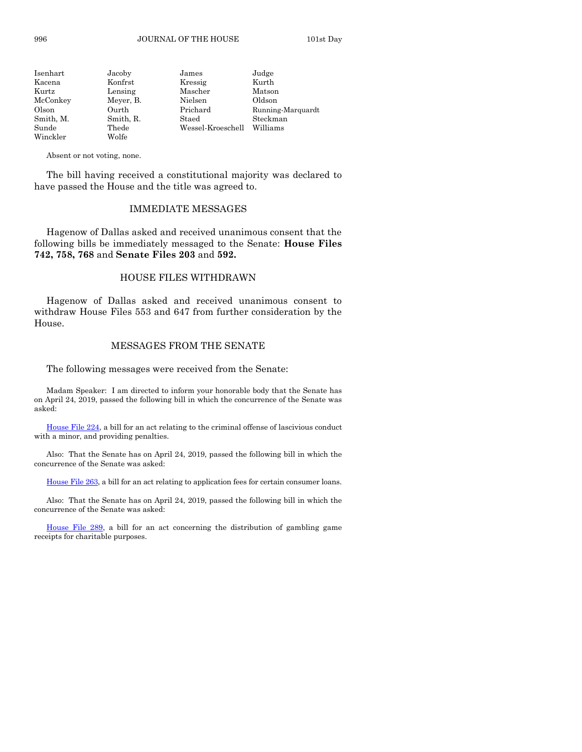| | | | |
|---|---|---|---|
| Isenhart | Jacoby | James | Judge |
| Kacena | Konfrst | Kressig | Kurth |
| Kurtz | Lensing | Mascher | Matson |
| McConkey | Meyer, B. | Nielsen | Oldson |
| Olson | Ourth | Prichard | Running-Marquardt |
| Smith, M. | Smith, R. | Staed | Steckman |
| Sunde | Thede | Wessel-Kroeschell | Williams |
| Winckler | Wolfe | | |

Absent or not voting, none.

The bill having received a constitutional majority was declared to have passed the House and the title was agreed to.

## IMMEDIATE MESSAGES

Hagenow of Dallas asked and received unanimous consent that the following bills be immediately messaged to the Senate: **House Files 742, 758, 768** and **Senate Files 203** and **592.**

## HOUSE FILES WITHDRAWN

Hagenow of Dallas asked and received unanimous consent to withdraw House Files 553 and 647 from further consideration by the House.

## MESSAGES FROM THE SENATE

The following messages were received from the Senate:

Madam Speaker: I am directed to inform your honorable body that the Senate has on April 24, 2019, passed the following bill in which the concurrence of the Senate was asked:

House File 224, a bill for an act relating to the criminal offense of lascivious conduct with a minor, and providing penalties.

Also: That the Senate has on April 24, 2019, passed the following bill in which the concurrence of the Senate was asked:

House File 263, a bill for an act relating to application fees for certain consumer loans.

Also: That the Senate has on April 24, 2019, passed the following bill in which the concurrence of the Senate was asked:

House File 289, a bill for an act concerning the distribution of gambling game receipts for charitable purposes.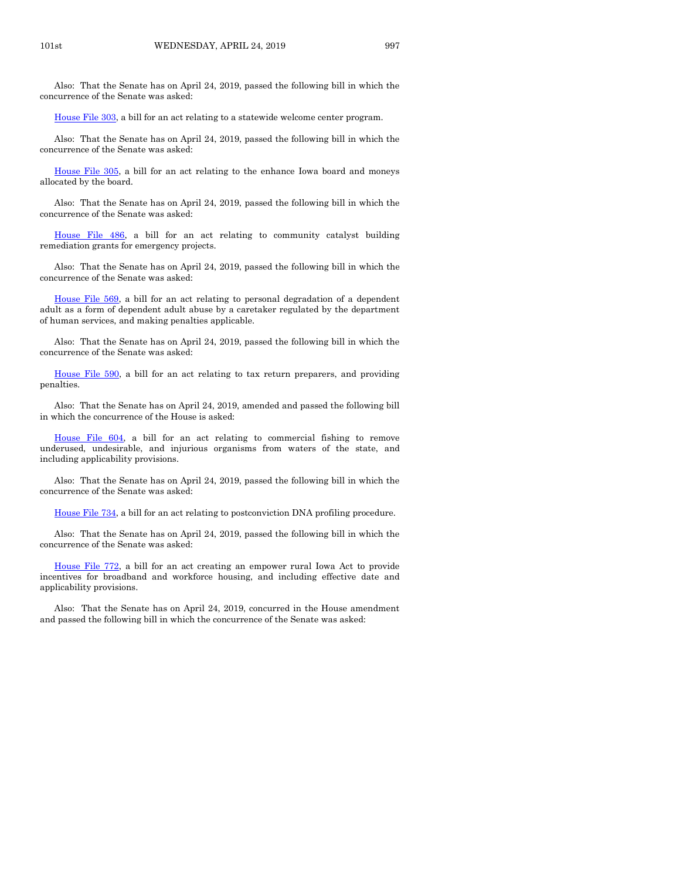Also: That the Senate has on April 24, 2019, passed the following bill in which the concurrence of the Senate was asked:

House File 303, a bill for an act relating to a statewide welcome center program.

Also: That the Senate has on April 24, 2019, passed the following bill in which the concurrence of the Senate was asked:

House File 305, a bill for an act relating to the enhance Iowa board and moneys allocated by the board.

Also: That the Senate has on April 24, 2019, passed the following bill in which the concurrence of the Senate was asked:

House File 486, a bill for an act relating to community catalyst building remediation grants for emergency projects.

Also: That the Senate has on April 24, 2019, passed the following bill in which the concurrence of the Senate was asked:

House File 569, a bill for an act relating to personal degradation of a dependent adult as a form of dependent adult abuse by a caretaker regulated by the department of human services, and making penalties applicable.

Also: That the Senate has on April 24, 2019, passed the following bill in which the concurrence of the Senate was asked:

House File 590, a bill for an act relating to tax return preparers, and providing penalties.

Also: That the Senate has on April 24, 2019, amended and passed the following bill in which the concurrence of the House is asked:

House File 604, a bill for an act relating to commercial fishing to remove underused, undesirable, and injurious organisms from waters of the state, and including applicability provisions.

Also: That the Senate has on April 24, 2019, passed the following bill in which the concurrence of the Senate was asked:

House File 734, a bill for an act relating to postconviction DNA profiling procedure.

Also: That the Senate has on April 24, 2019, passed the following bill in which the concurrence of the Senate was asked:

House File 772, a bill for an act creating an empower rural Iowa Act to provide incentives for broadband and workforce housing, and including effective date and applicability provisions.

Also: That the Senate has on April 24, 2019, concurred in the House amendment and passed the following bill in which the concurrence of the Senate was asked: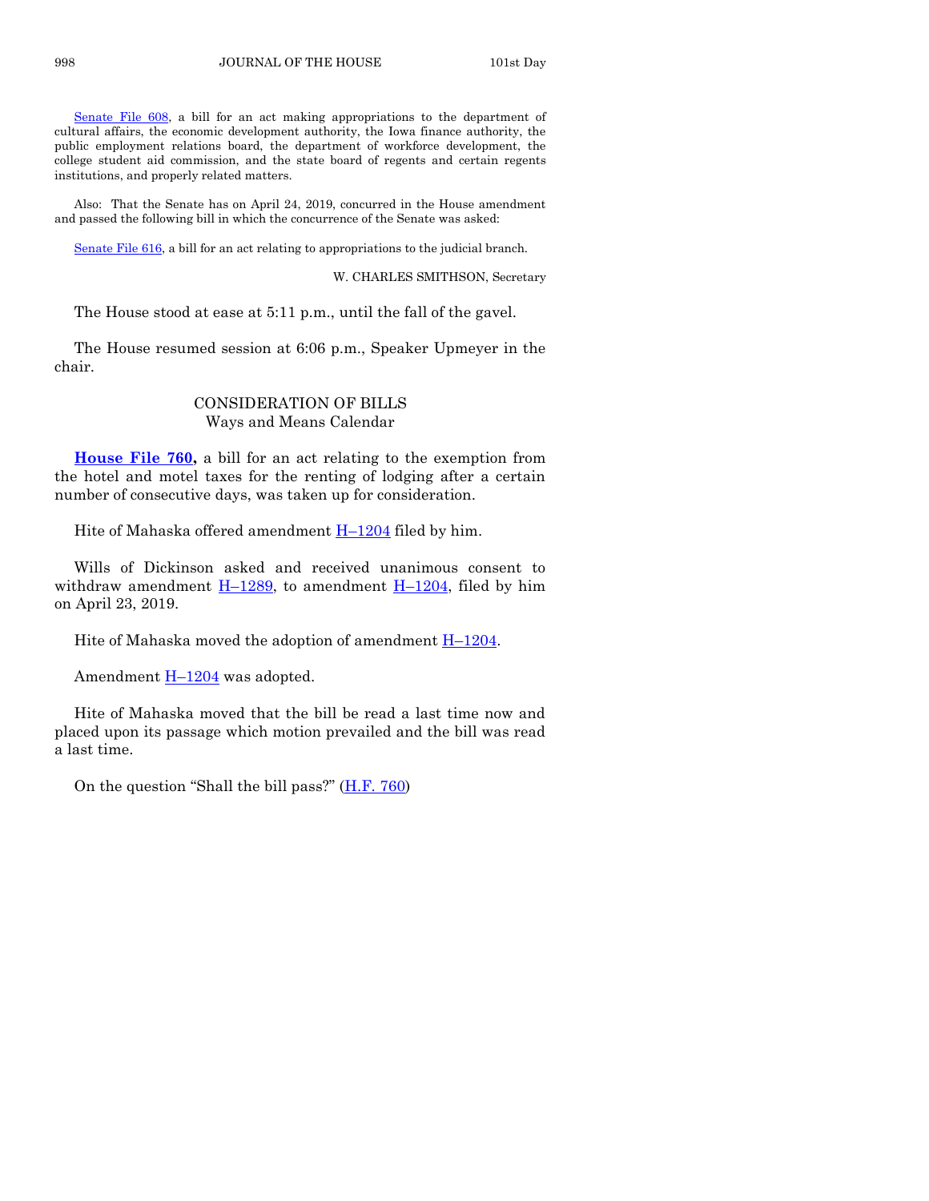Senate File 608, a bill for an act making appropriations to the department of cultural affairs, the economic development authority, the Iowa finance authority, the public employment relations board, the department of workforce development, the college student aid commission, and the state board of regents and certain regents institutions, and properly related matters.

Also: That the Senate has on April 24, 2019, concurred in the House amendment and passed the following bill in which the concurrence of the Senate was asked:

Senate File 616, a bill for an act relating to appropriations to the judicial branch.

W. CHARLES SMITHSON, Secretary

The House stood at ease at 5:11 p.m., until the fall of the gavel.

The House resumed session at 6:06 p.m., Speaker Upmeyer in the chair.

## CONSIDERATION OF BILLS
### Ways and Means Calendar

**House File 760,** a bill for an act relating to the exemption from the hotel and motel taxes for the renting of lodging after a certain number of consecutive days, was taken up for consideration.

Hite of Mahaska offered amendment H–1204 filed by him.

Wills of Dickinson asked and received unanimous consent to withdraw amendment H–1289, to amendment H–1204, filed by him on April 23, 2019.

Hite of Mahaska moved the adoption of amendment H–1204.

Amendment H–1204 was adopted.

Hite of Mahaska moved that the bill be read a last time now and placed upon its passage which motion prevailed and the bill was read a last time.

On the question "Shall the bill pass?" (H.F. 760)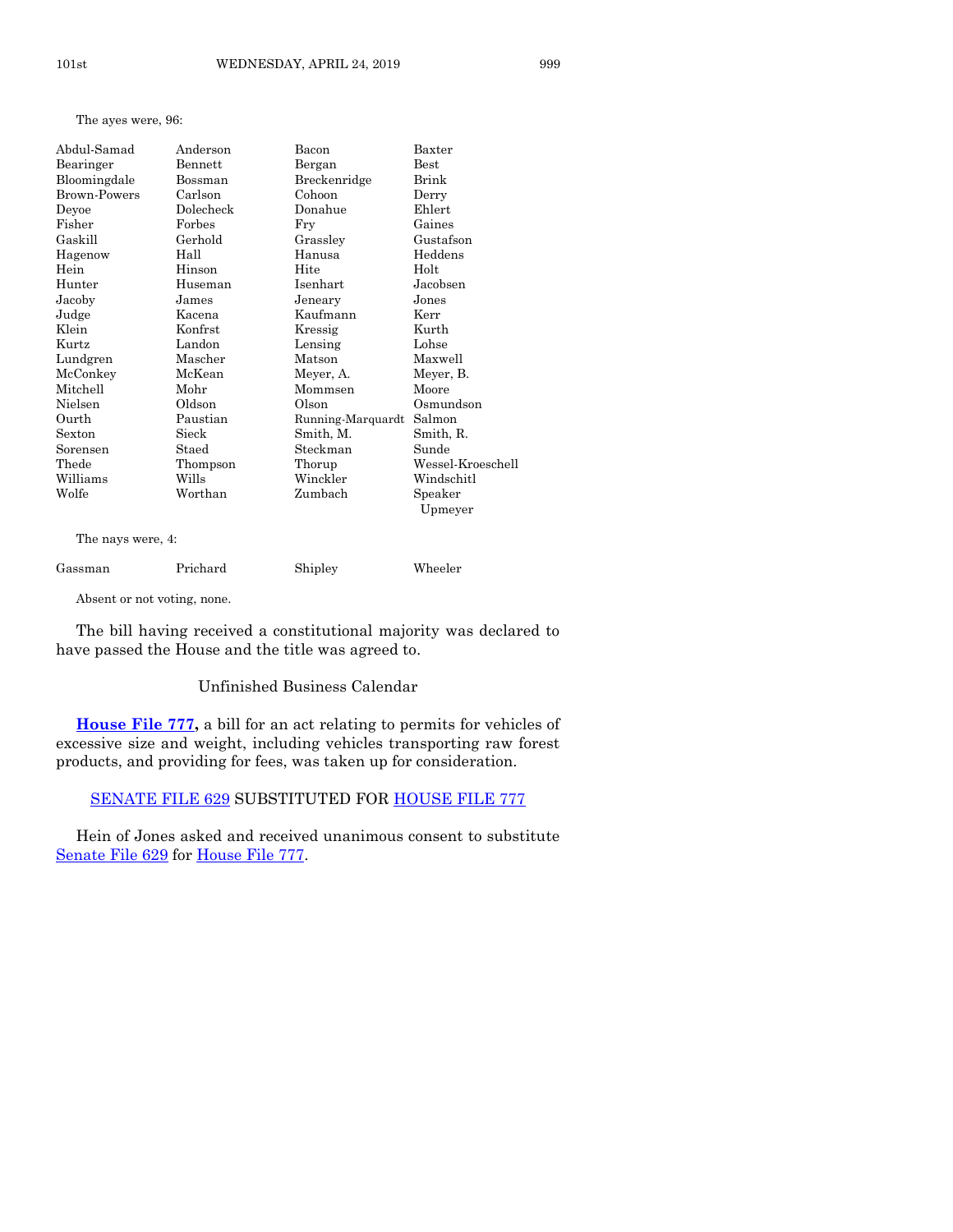The ayes were, 96:

| | | | |
|---|---|---|---|
| Abdul-Samad | Anderson | Bacon | Baxter |
| Bearinger | Bennett | Bergan | Best |
| Bloomingdale | Bossman | Breckenridge | Brink |
| Brown-Powers | Carlson | Cohoon | Derry |
| Deyoe | Dolecheck | Donahue | Ehlert |
| Fisher | Forbes | Fry | Gaines |
| Gaskill | Gerhold | Grassley | Gustafson |
| Hagenow | Hall | Hanusa | Heddens |
| Hein | Hinson | Hite | Holt |
| Hunter | Huseman | Isenhart | Jacobsen |
| Jacoby | James | Jeneary | Jones |
| Judge | Kacena | Kaufmann | Kerr |
| Klein | Konfrst | Kressig | Kurth |
| Kurtz | Landon | Lensing | Lohse |
| Lundgren | Mascher | Matson | Maxwell |
| McConkey | McKean | Meyer, A. | Meyer, B. |
| Mitchell | Mohr | Mommsen | Moore |
| Nielsen | Oldson | Olson | Osmundson |
| Ourth | Paustian | Running-Marquardt | Salmon |
| Sexton | Sieck | Smith, M. | Smith, R. |
| Sorensen | Staed | Steckman | Sunde |
| Thede | Thompson | Thorup | Wessel-Kroeschell |
| Williams | Wills | Winckler | Windschitl |
| Wolfe | Worthan | Zumbach | Speaker Upmeyer |

The nays were, 4:

| | | | |
|---|---|---|---|
| Gassman | Prichard | Shipley | Wheeler |

Absent or not voting, none.

The bill having received a constitutional majority was declared to have passed the House and the title was agreed to.

## Unfinished Business Calendar

**House File 777,** a bill for an act relating to permits for vehicles of excessive size and weight, including vehicles transporting raw forest products, and providing for fees, was taken up for consideration.

## SENATE FILE 629 SUBSTITUTED FOR HOUSE FILE 777

Hein of Jones asked and received unanimous consent to substitute Senate File 629 for House File 777.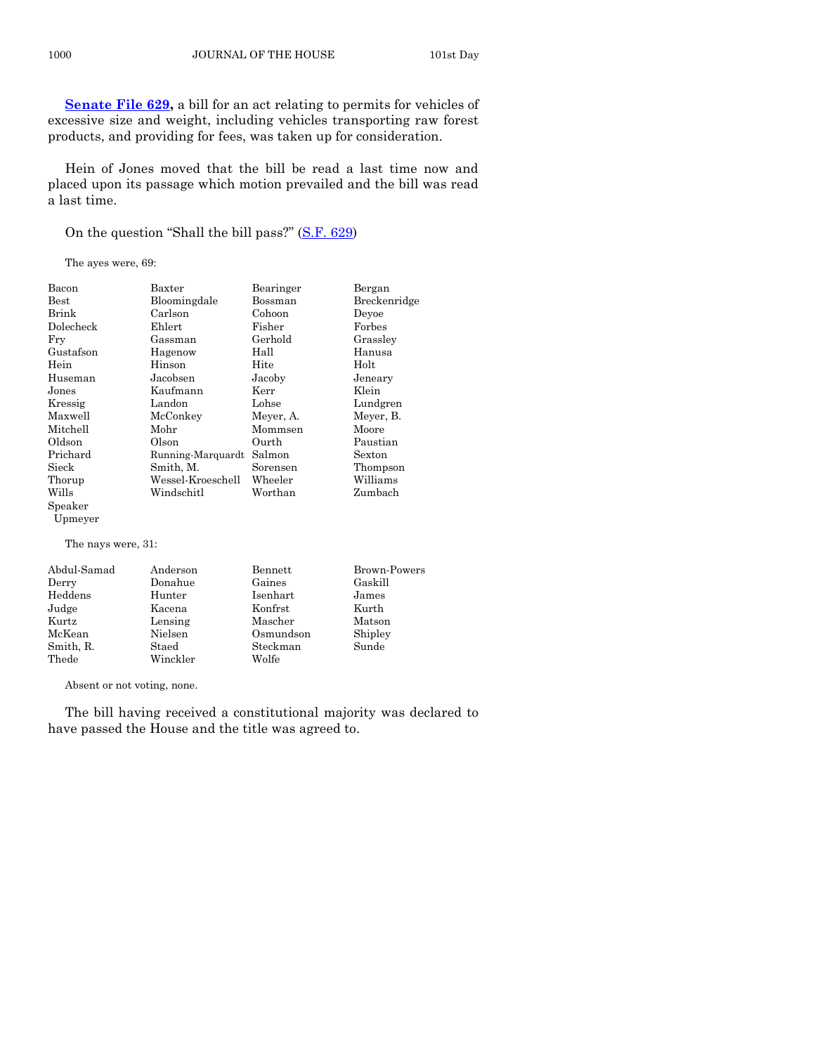**Senate File 629,** a bill for an act relating to permits for vehicles of excessive size and weight, including vehicles transporting raw forest products, and providing for fees, was taken up for consideration.

Hein of Jones moved that the bill be read a last time now and placed upon its passage which motion prevailed and the bill was read a last time.

On the question "Shall the bill pass?" (S.F. 629)

The ayes were, 69:

| | | | |
|---|---|---|---|
| Bacon | Baxter | Bearinger | Bergan |
| Best | Bloomingdale | Bossman | Breckenridge |
| Brink | Carlson | Cohoon | Deyoe |
| Dolecheck | Ehlert | Fisher | Forbes |
| Fry | Gassman | Gerhold | Grassley |
| Gustafson | Hagenow | Hall | Hanusa |
| Hein | Hinson | Hite | Holt |
| Huseman | Jacobsen | Jacoby | Jeneary |
| Jones | Kaufmann | Kerr | Klein |
| Kressig | Landon | Lohse | Lundgren |
| Maxwell | McConkey | Meyer, A. | Meyer, B. |
| Mitchell | Mohr | Mommsen | Moore |
| Oldson | Olson | Ourth | Paustian |
| Prichard | Running-Marquardt | Salmon | Sexton |
| Sieck | Smith, M. | Sorensen | Thompson |
| Thorup | Wessel-Kroeschell | Wheeler | Williams |
| Wills | Windschitl | Worthan | Zumbach |
| Speaker Upmeyer | | | |

The nays were, 31:

| | | | |
|---|---|---|---|
| Abdul-Samad | Anderson | Bennett | Brown-Powers |
| Derry | Donahue | Gaines | Gaskill |
| Heddens | Hunter | Isenhart | James |
| Judge | Kacena | Konfrst | Kurth |
| Kurtz | Lensing | Mascher | Matson |
| McKean | Nielsen | Osmundson | Shipley |
| Smith, R. | Staed | Steckman | Sunde |
| Thede | Winckler | Wolfe | |

Absent or not voting, none.

The bill having received a constitutional majority was declared to have passed the House and the title was agreed to.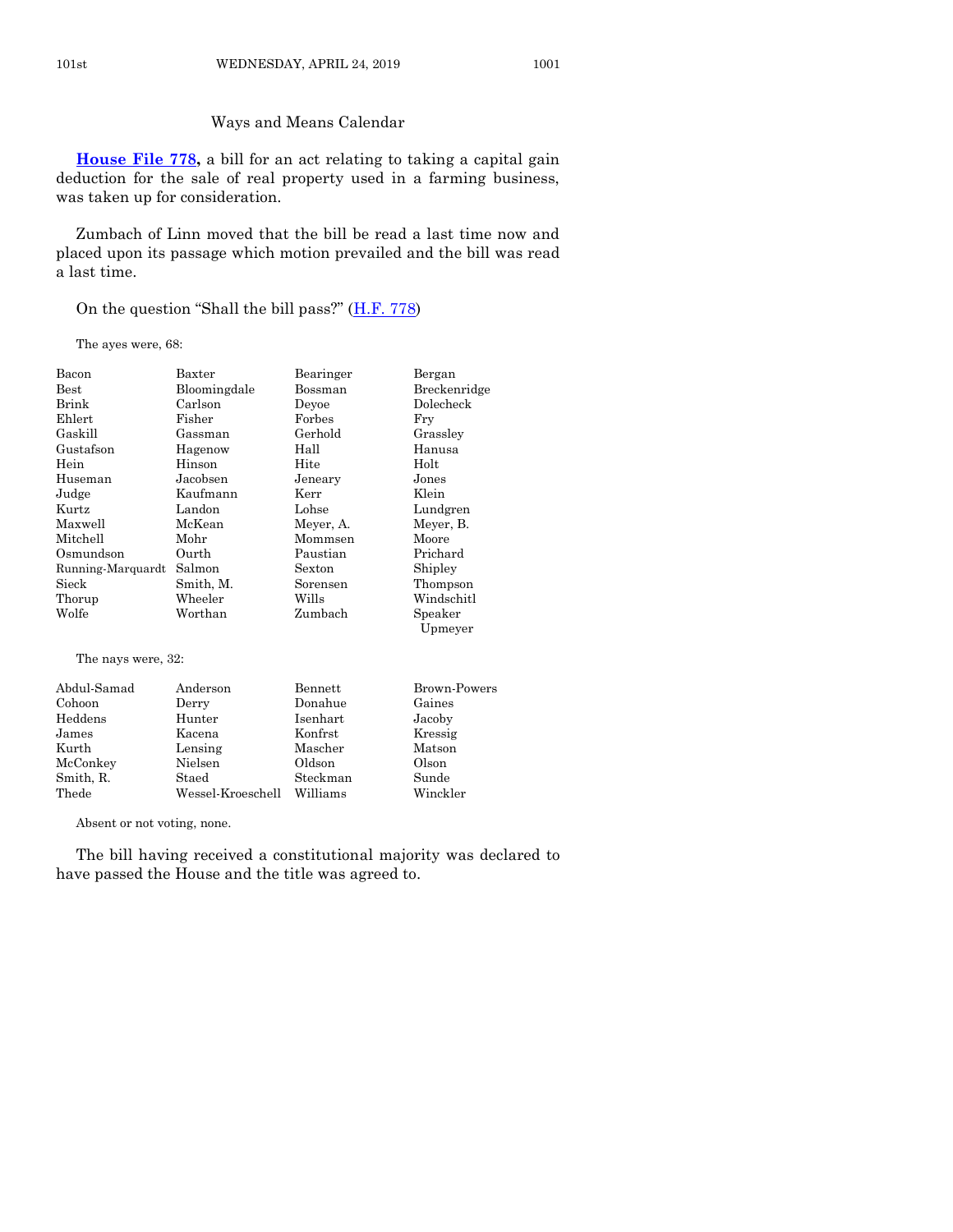## Ways and Means Calendar

**House File 778,** a bill for an act relating to taking a capital gain deduction for the sale of real property used in a farming business, was taken up for consideration.

Zumbach of Linn moved that the bill be read a last time now and placed upon its passage which motion prevailed and the bill was read a last time.

On the question "Shall the bill pass?" (H.F. 778)

The ayes were, 68:

| | | | |
|---|---|---|---|
| Bacon | Baxter | Bearinger | Bergan |
| Best | Bloomingdale | Bossman | Breckenridge |
| Brink | Carlson | Deyoe | Dolecheck |
| Ehlert | Fisher | Forbes | Fry |
| Gaskill | Gassman | Gerhold | Grassley |
| Gustafson | Hagenow | Hall | Hanusa |
| Hein | Hinson | Hite | Holt |
| Huseman | Jacobsen | Jeneary | Jones |
| Judge | Kaufmann | Kerr | Klein |
| Kurtz | Landon | Lohse | Lundgren |
| Maxwell | McKean | Meyer, A. | Meyer, B. |
| Mitchell | Mohr | Mommsen | Moore |
| Osmundson | Ourth | Paustian | Prichard |
| Running-Marquardt | Salmon | Sexton | Shipley |
| Sieck | Smith, M. | Sorensen | Thompson |
| Thorup | Wheeler | Wills | Windschitl |
| Wolfe | Worthan | Zumbach | Speaker Upmeyer |

The nays were, 32:

| | | | |
|---|---|---|---|
| Abdul-Samad | Anderson | Bennett | Brown-Powers |
| Cohoon | Derry | Donahue | Gaines |
| Heddens | Hunter | Isenhart | Jacoby |
| James | Kacena | Konfrst | Kressig |
| Kurth | Lensing | Mascher | Matson |
| McConkey | Nielsen | Oldson | Olson |
| Smith, R. | Staed | Steckman | Sunde |
| Thede | Wessel-Kroeschell | Williams | Winckler |

Absent or not voting, none.

The bill having received a constitutional majority was declared to have passed the House and the title was agreed to.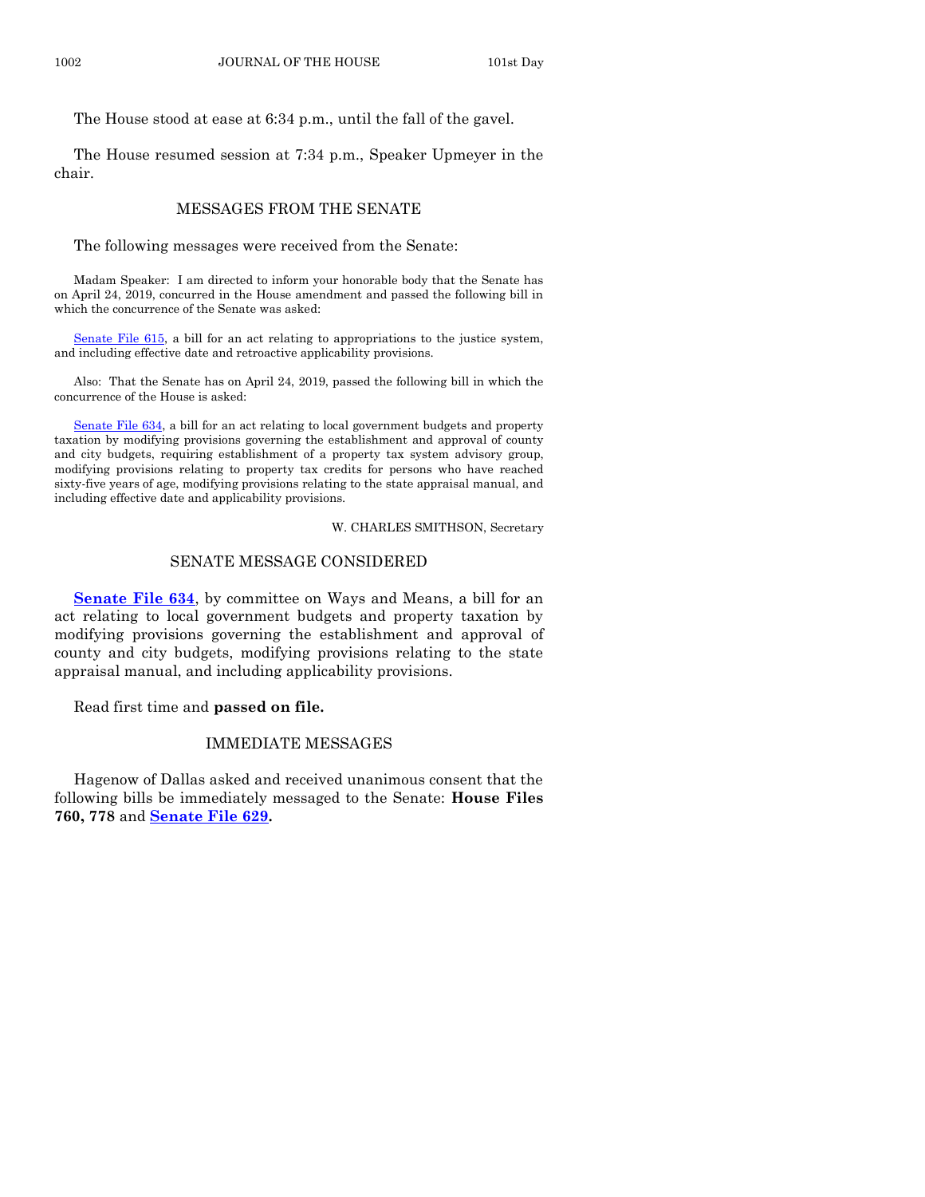The House stood at ease at 6:34 p.m., until the fall of the gavel.

The House resumed session at 7:34 p.m., Speaker Upmeyer in the chair.

## MESSAGES FROM THE SENATE

The following messages were received from the Senate:

Madam Speaker: I am directed to inform your honorable body that the Senate has on April 24, 2019, concurred in the House amendment and passed the following bill in which the concurrence of the Senate was asked:

Senate File 615, a bill for an act relating to appropriations to the justice system, and including effective date and retroactive applicability provisions.

Also: That the Senate has on April 24, 2019, passed the following bill in which the concurrence of the House is asked:

Senate File 634, a bill for an act relating to local government budgets and property taxation by modifying provisions governing the establishment and approval of county and city budgets, requiring establishment of a property tax system advisory group, modifying provisions relating to property tax credits for persons who have reached sixty-five years of age, modifying provisions relating to the state appraisal manual, and including effective date and applicability provisions.

W. CHARLES SMITHSON, Secretary

## SENATE MESSAGE CONSIDERED

**Senate File 634**, by committee on Ways and Means, a bill for an act relating to local government budgets and property taxation by modifying provisions governing the establishment and approval of county and city budgets, modifying provisions relating to the state appraisal manual, and including applicability provisions.

Read first time and **passed on file.**

## IMMEDIATE MESSAGES

Hagenow of Dallas asked and received unanimous consent that the following bills be immediately messaged to the Senate: **House Files 760, 778** and **Senate File 629.**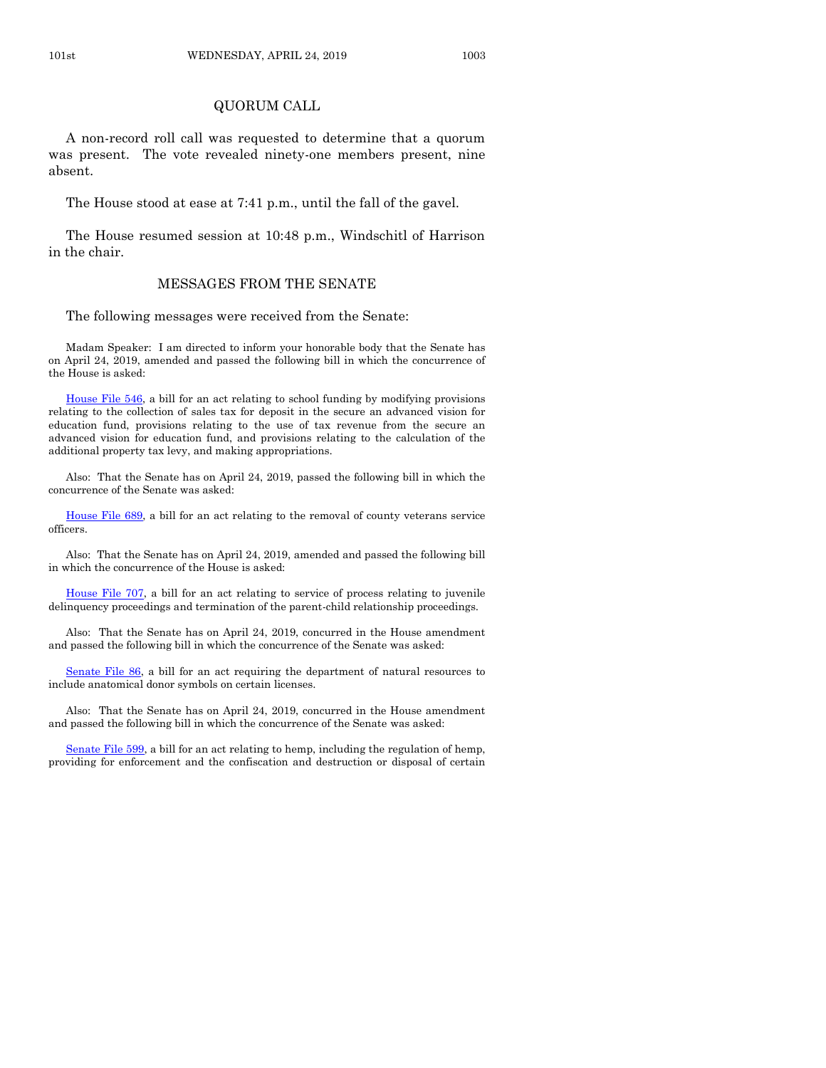## QUORUM CALL

A non-record roll call was requested to determine that a quorum was present. The vote revealed ninety-one members present, nine absent.

The House stood at ease at 7:41 p.m., until the fall of the gavel.

The House resumed session at 10:48 p.m., Windschitl of Harrison in the chair.

## MESSAGES FROM THE SENATE

The following messages were received from the Senate:

Madam Speaker: I am directed to inform your honorable body that the Senate has on April 24, 2019, amended and passed the following bill in which the concurrence of the House is asked:

House File 546, a bill for an act relating to school funding by modifying provisions relating to the collection of sales tax for deposit in the secure an advanced vision for education fund, provisions relating to the use of tax revenue from the secure an advanced vision for education fund, and provisions relating to the calculation of the additional property tax levy, and making appropriations.

Also: That the Senate has on April 24, 2019, passed the following bill in which the concurrence of the Senate was asked:

House File 689, a bill for an act relating to the removal of county veterans service officers.

Also: That the Senate has on April 24, 2019, amended and passed the following bill in which the concurrence of the House is asked:

House File 707, a bill for an act relating to service of process relating to juvenile delinquency proceedings and termination of the parent-child relationship proceedings.

Also: That the Senate has on April 24, 2019, concurred in the House amendment and passed the following bill in which the concurrence of the Senate was asked:

Senate File 86, a bill for an act requiring the department of natural resources to include anatomical donor symbols on certain licenses.

Also: That the Senate has on April 24, 2019, concurred in the House amendment and passed the following bill in which the concurrence of the Senate was asked:

Senate File 599, a bill for an act relating to hemp, including the regulation of hemp, providing for enforcement and the confiscation and destruction or disposal of certain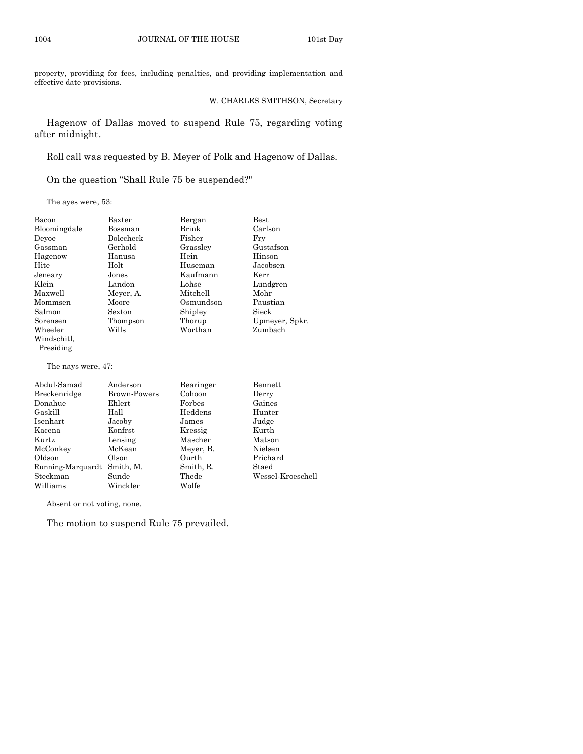property, providing for fees, including penalties, and providing implementation and effective date provisions.

W. CHARLES SMITHSON, Secretary

Hagenow of Dallas moved to suspend Rule 75, regarding voting after midnight.

Roll call was requested by B. Meyer of Polk and Hagenow of Dallas.

On the question "Shall Rule 75 be suspended?"

The ayes were, 53:

| | | | |
|---|---|---|---|
| Bacon | Baxter | Bergan | Best |
| Bloomingdale | Bossman | Brink | Carlson |
| Deyoe | Dolecheck | Fisher | Fry |
| Gassman | Gerhold | Grassley | Gustafson |
| Hagenow | Hanusa | Hein | Hinson |
| Hite | Holt | Huseman | Jacobsen |
| Jeneary | Jones | Kaufmann | Kerr |
| Klein | Landon | Lohse | Lundgren |
| Maxwell | Meyer, A. | Mitchell | Mohr |
| Mommsen | Moore | Osmundson | Paustian |
| Salmon | Sexton | Shipley | Sieck |
| Sorensen | Thompson | Thorup | Upmeyer, Spkr. |
| Wheeler | Wills | Worthan | Zumbach |
| Windschitl, Presiding | | | |

The nays were, 47:

| | | | |
|---|---|---|---|
| Abdul-Samad | Anderson | Bearinger | Bennett |
| Breckenridge | Brown-Powers | Cohoon | Derry |
| Donahue | Ehlert | Forbes | Gaines |
| Gaskill | Hall | Heddens | Hunter |
| Isenhart | Jacoby | James | Judge |
| Kacena | Konfrst | Kressig | Kurth |
| Kurtz | Lensing | Mascher | Matson |
| McConkey | McKean | Meyer, B. | Nielsen |
| Oldson | Olson | Ourth | Prichard |
| Running-Marquardt | Smith, M. | Smith, R. | Staed |
| Steckman | Sunde | Thede | Wessel-Kroeschell |
| Williams | Winckler | Wolfe | |

Absent or not voting, none.

The motion to suspend Rule 75 prevailed.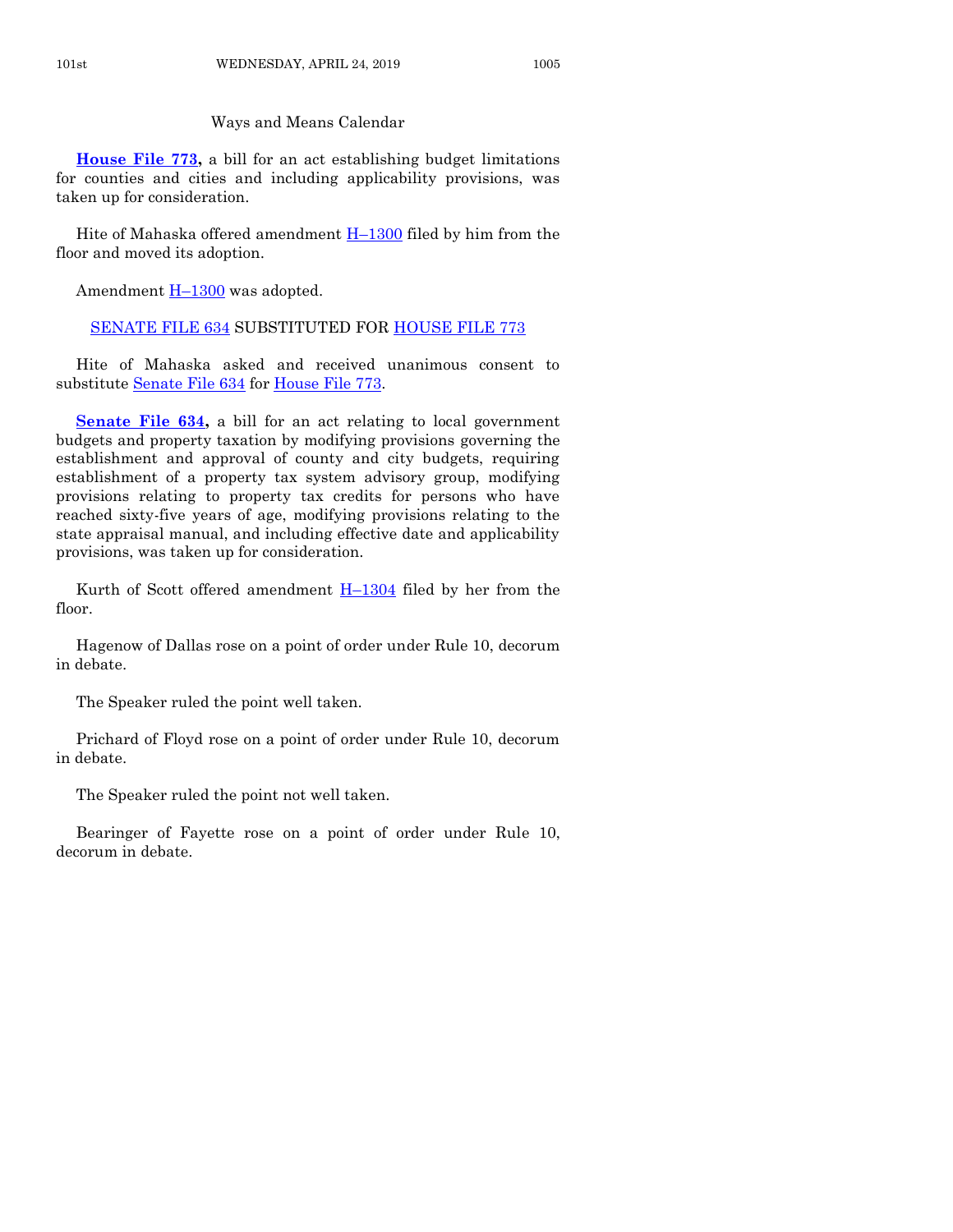Ways and Means Calendar

**House File 773,** a bill for an act establishing budget limitations for counties and cities and including applicability provisions, was taken up for consideration.

Hite of Mahaska offered amendment H–1300 filed by him from the floor and moved its adoption.

Amendment H–1300 was adopted.

SENATE FILE 634 SUBSTITUTED FOR HOUSE FILE 773

Hite of Mahaska asked and received unanimous consent to substitute Senate File 634 for House File 773.

**Senate File 634,** a bill for an act relating to local government budgets and property taxation by modifying provisions governing the establishment and approval of county and city budgets, requiring establishment of a property tax system advisory group, modifying provisions relating to property tax credits for persons who have reached sixty-five years of age, modifying provisions relating to the state appraisal manual, and including effective date and applicability provisions, was taken up for consideration.

Kurth of Scott offered amendment H–1304 filed by her from the floor.

Hagenow of Dallas rose on a point of order under Rule 10, decorum in debate.

The Speaker ruled the point well taken.

Prichard of Floyd rose on a point of order under Rule 10, decorum in debate.

The Speaker ruled the point not well taken.

Bearinger of Fayette rose on a point of order under Rule 10, decorum in debate.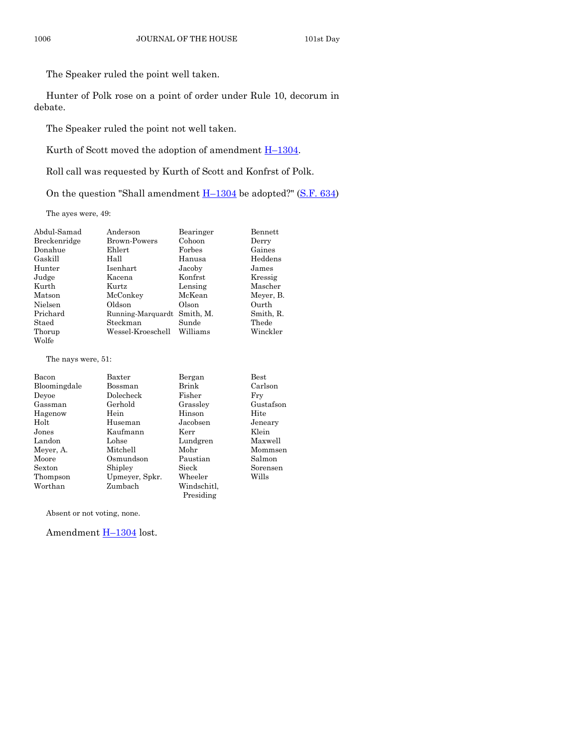The Speaker ruled the point well taken.

Hunter of Polk rose on a point of order under Rule 10, decorum in debate.

The Speaker ruled the point not well taken.

Kurth of Scott moved the adoption of amendment H–1304.

Roll call was requested by Kurth of Scott and Konfrst of Polk.

On the question "Shall amendment H–1304 be adopted?" (S.F. 634)

The ayes were, 49:

| | | | |
|---|---|---|---|
| Abdul-Samad | Anderson | Bearinger | Bennett |
| Breckenridge | Brown-Powers | Cohoon | Derry |
| Donahue | Ehlert | Forbes | Gaines |
| Gaskill | Hall | Hanusa | Heddens |
| Hunter | Isenhart | Jacoby | James |
| Judge | Kacena | Konfrst | Kressig |
| Kurth | Kurtz | Lensing | Mascher |
| Matson | McConkey | McKean | Meyer, B. |
| Nielsen | Oldson | Olson | Ourth |
| Prichard | Running-Marquardt | Smith, M. | Smith, R. |
| Staed | Steckman | Sunde | Thede |
| Thorup | Wessel-Kroeschell | Williams | Winckler |
| Wolfe | | | |

The nays were, 51:

| | | | |
|---|---|---|---|
| Bacon | Baxter | Bergan | Best |
| Bloomingdale | Bossman | Brink | Carlson |
| Deyoe | Dolecheck | Fisher | Fry |
| Gassman | Gerhold | Grassley | Gustafson |
| Hagenow | Hein | Hinson | Hite |
| Holt | Huseman | Jacobsen | Jeneary |
| Jones | Kaufmann | Kerr | Klein |
| Landon | Lohse | Lundgren | Maxwell |
| Meyer, A. | Mitchell | Mohr | Mommsen |
| Moore | Osmundson | Paustian | Salmon |
| Sexton | Shipley | Sieck | Sorensen |
| Thompson | Upmeyer, Spkr. | Wheeler | Wills |
| Worthan | Zumbach | Windschitl, Presiding | |

Absent or not voting, none.

Amendment H–1304 lost.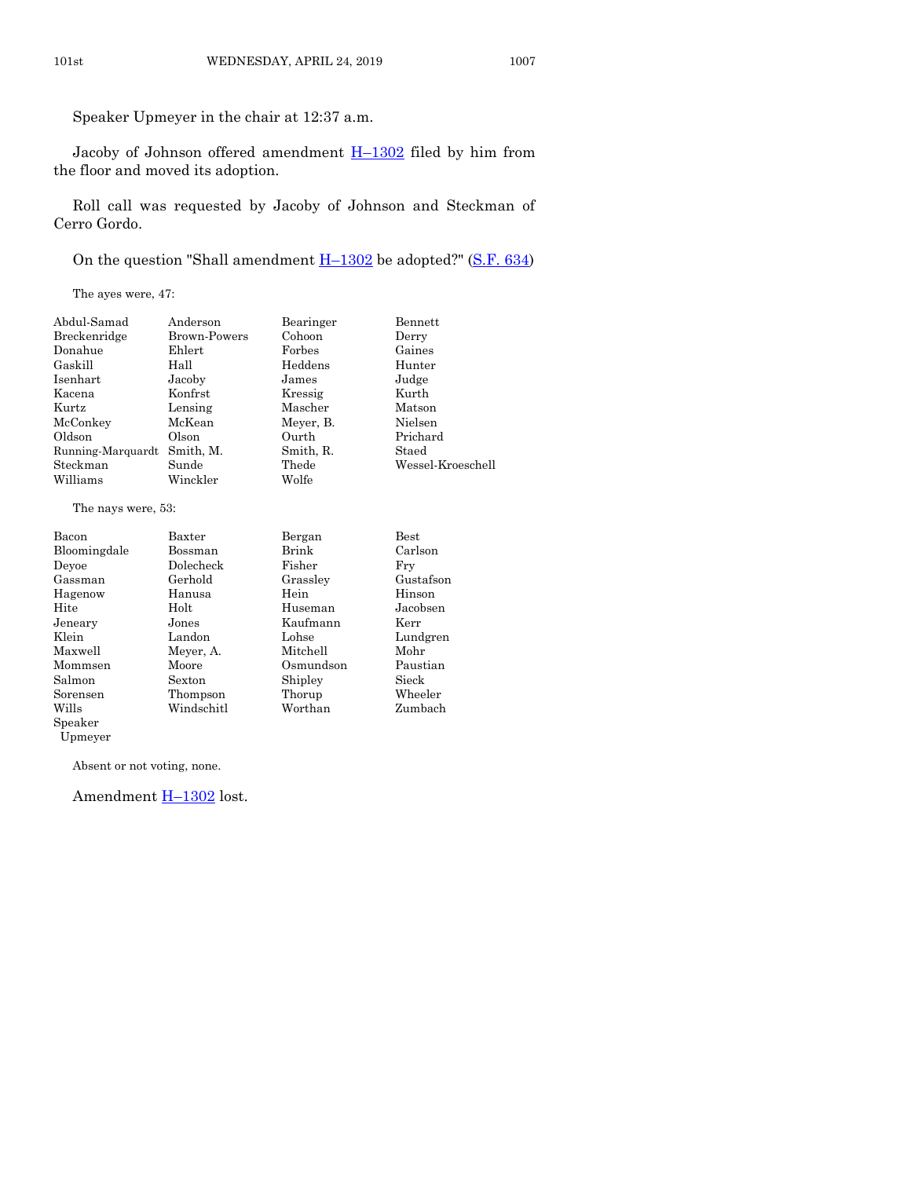Speaker Upmeyer in the chair at 12:37 a.m.

Jacoby of Johnson offered amendment H–1302 filed by him from the floor and moved its adoption.

Roll call was requested by Jacoby of Johnson and Steckman of Cerro Gordo.

On the question "Shall amendment H–1302 be adopted?" (S.F. 634)

The ayes were, 47:

| | | | |
|---|---|---|---|
| Abdul-Samad | Anderson | Bearinger | Bennett |
| Breckenridge | Brown-Powers | Cohoon | Derry |
| Donahue | Ehlert | Forbes | Gaines |
| Gaskill | Hall | Heddens | Hunter |
| Isenhart | Jacoby | James | Judge |
| Kacena | Konfrst | Kressig | Kurth |
| Kurtz | Lensing | Mascher | Matson |
| McConkey | McKean | Meyer, B. | Nielsen |
| Oldson | Olson | Ourth | Prichard |
| Running-Marquardt | Smith, M. | Smith, R. | Staed |
| Steckman | Sunde | Thede | Wessel-Kroeschell |
| Williams | Winckler | Wolfe | |

The nays were, 53:

| | | | |
|---|---|---|---|
| Bacon | Baxter | Bergan | Best |
| Bloomingdale | Bossman | Brink | Carlson |
| Deyoe | Dolecheck | Fisher | Fry |
| Gassman | Gerhold | Grassley | Gustafson |
| Hagenow | Hanusa | Hein | Hinson |
| Hite | Holt | Huseman | Jacobsen |
| Jeneary | Jones | Kaufmann | Kerr |
| Klein | Landon | Lohse | Lundgren |
| Maxwell | Meyer, A. | Mitchell | Mohr |
| Mommsen | Moore | Osmundson | Paustian |
| Salmon | Sexton | Shipley | Sieck |
| Sorensen | Thompson | Thorup | Wheeler |
| Wills | Windschitl | Worthan | Zumbach |
| Speaker Upmeyer | | | |

Absent or not voting, none.

Amendment H–1302 lost.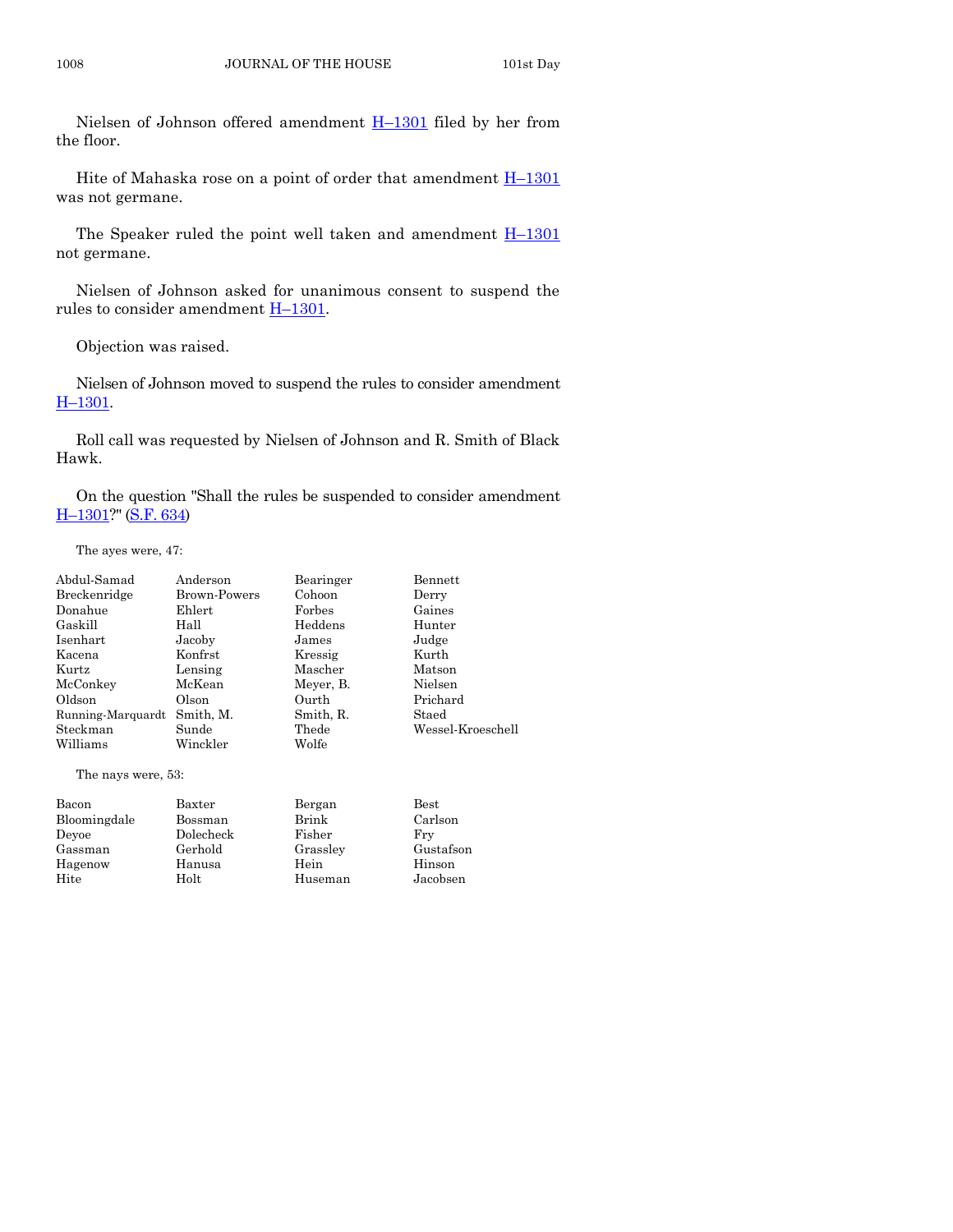Nielsen of Johnson offered amendment H–1301 filed by her from the floor.

Hite of Mahaska rose on a point of order that amendment H–1301 was not germane.

The Speaker ruled the point well taken and amendment H–1301 not germane.

Nielsen of Johnson asked for unanimous consent to suspend the rules to consider amendment H–1301.

Objection was raised.

Nielsen of Johnson moved to suspend the rules to consider amendment H–1301.

Roll call was requested by Nielsen of Johnson and R. Smith of Black Hawk.

On the question "Shall the rules be suspended to consider amendment H–1301?" (S.F. 634)

The ayes were, 47:

| | | | |
|---|---|---|---|
| Abdul-Samad | Anderson | Bearinger | Bennett |
| Breckenridge | Brown-Powers | Cohoon | Derry |
| Donahue | Ehlert | Forbes | Gaines |
| Gaskill | Hall | Heddens | Hunter |
| Isenhart | Jacoby | James | Judge |
| Kacena | Konfrst | Kressig | Kurth |
| Kurtz | Lensing | Mascher | Matson |
| McConkey | McKean | Meyer, B. | Nielsen |
| Oldson | Olson | Ourth | Prichard |
| Running-Marquardt | Smith, M. | Smith, R. | Staed |
| Steckman | Sunde | Thede | Wessel-Kroeschell |
| Williams | Winckler | Wolfe | |

The nays were, 53:

| | | | |
|---|---|---|---|
| Bacon | Baxter | Bergan | Best |
| Bloomingdale | Bossman | Brink | Carlson |
| Deyoe | Dolecheck | Fisher | Fry |
| Gassman | Gerhold | Grassley | Gustafson |
| Hagenow | Hanusa | Hein | Hinson |
| Hite | Holt | Huseman | Jacobsen |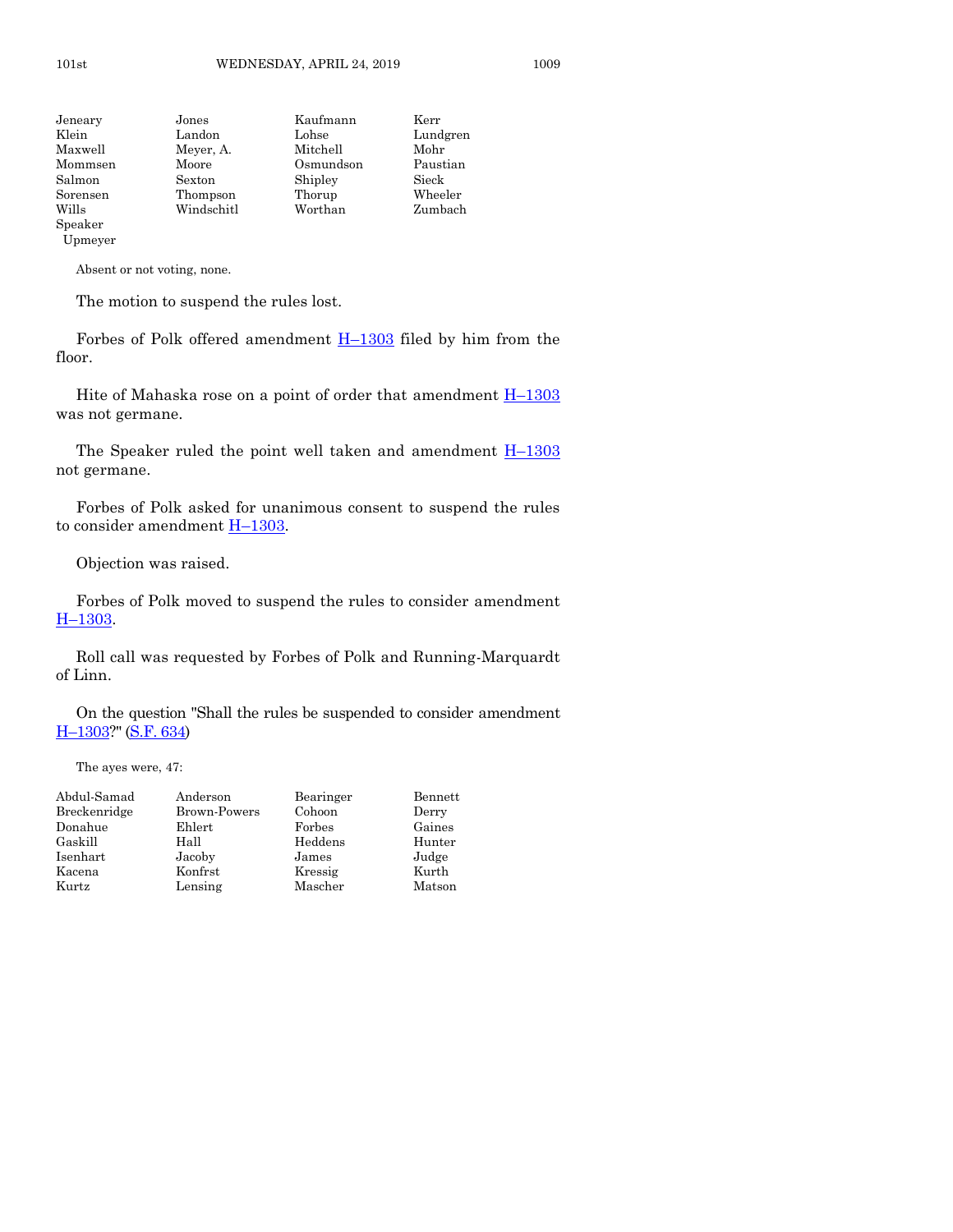| | | | |
|---|---|---|---|
| Jeneary | Jones | Kaufmann | Kerr |
| Klein | Landon | Lohse | Lundgren |
| Maxwell | Meyer, A. | Mitchell | Mohr |
| Mommsen | Moore | Osmundson | Paustian |
| Salmon | Sexton | Shipley | Sieck |
| Sorensen | Thompson | Thorup | Wheeler |
| Wills | Windschitl | Worthan | Zumbach |
| Speaker Upmeyer | | | |

Absent or not voting, none.

The motion to suspend the rules lost.

Forbes of Polk offered amendment H–1303 filed by him from the floor.

Hite of Mahaska rose on a point of order that amendment H–1303 was not germane.

The Speaker ruled the point well taken and amendment H–1303 not germane.

Forbes of Polk asked for unanimous consent to suspend the rules to consider amendment H–1303.

Objection was raised.

Forbes of Polk moved to suspend the rules to consider amendment H–1303.

Roll call was requested by Forbes of Polk and Running-Marquardt of Linn.

On the question "Shall the rules be suspended to consider amendment H–1303?" (S.F. 634)

The ayes were, 47:

| | | | |
|---|---|---|---|
| Abdul-Samad | Anderson | Bearinger | Bennett |
| Breckenridge | Brown-Powers | Cohoon | Derry |
| Donahue | Ehlert | Forbes | Gaines |
| Gaskill | Hall | Heddens | Hunter |
| Isenhart | Jacoby | James | Judge |
| Kacena | Konfrst | Kressig | Kurth |
| Kurtz | Lensing | Mascher | Matson |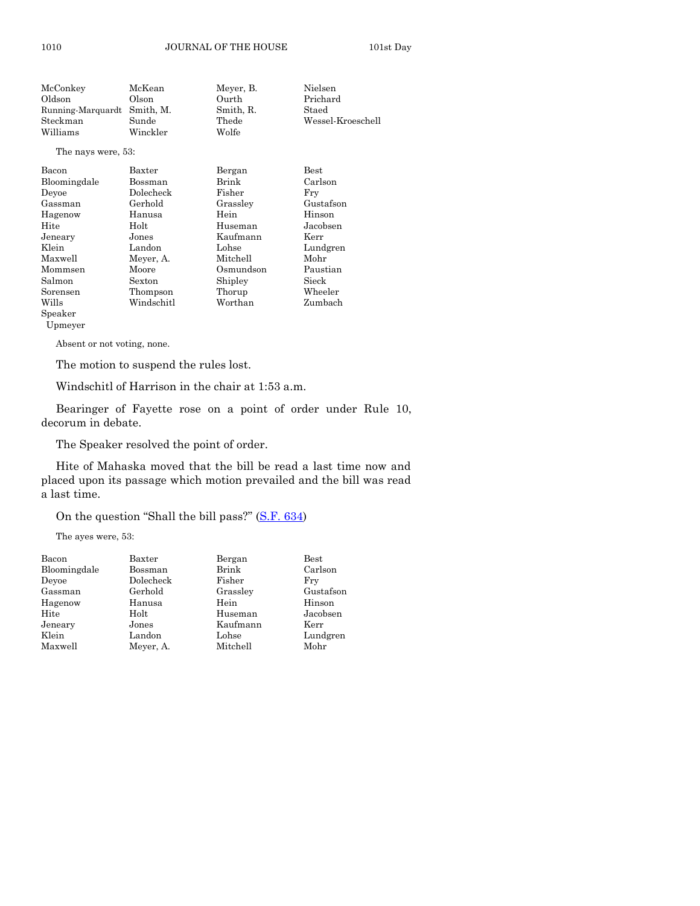| | | | |
|---|---|---|---|
| McConkey | McKean | Meyer, B. | Nielsen |
| Oldson | Olson | Ourth | Prichard |
| Running-Marquardt | Smith, M. | Smith, R. | Staed |
| Steckman | Sunde | Thede | Wessel-Kroeschell |
| Williams | Winckler | Wolfe | |

The nays were, 53:

| | | | |
|---|---|---|---|
| Bacon | Baxter | Bergan | Best |
| Bloomingdale | Bossman | Brink | Carlson |
| Deyoe | Dolecheck | Fisher | Fry |
| Gassman | Gerhold | Grassley | Gustafson |
| Hagenow | Hanusa | Hein | Hinson |
| Hite | Holt | Huseman | Jacobsen |
| Jeneary | Jones | Kaufmann | Kerr |
| Klein | Landon | Lohse | Lundgren |
| Maxwell | Meyer, A. | Mitchell | Mohr |
| Mommsen | Moore | Osmundson | Paustian |
| Salmon | Sexton | Shipley | Sieck |
| Sorensen | Thompson | Thorup | Wheeler |
| Wills | Windschitl | Worthan | Zumbach |
| Speaker Upmeyer | | | |

Absent or not voting, none.

The motion to suspend the rules lost.

Windschitl of Harrison in the chair at 1:53 a.m.

Bearinger of Fayette rose on a point of order under Rule 10, decorum in debate.

The Speaker resolved the point of order.

Hite of Mahaska moved that the bill be read a last time now and placed upon its passage which motion prevailed and the bill was read a last time.

On the question "Shall the bill pass?" (S.F. 634)

The ayes were, 53:

| | | | |
|---|---|---|---|
| Bacon | Baxter | Bergan | Best |
| Bloomingdale | Bossman | Brink | Carlson |
| Deyoe | Dolecheck | Fisher | Fry |
| Gassman | Gerhold | Grassley | Gustafson |
| Hagenow | Hanusa | Hein | Hinson |
| Hite | Holt | Huseman | Jacobsen |
| Jeneary | Jones | Kaufmann | Kerr |
| Klein | Landon | Lohse | Lundgren |
| Maxwell | Meyer, A. | Mitchell | Mohr |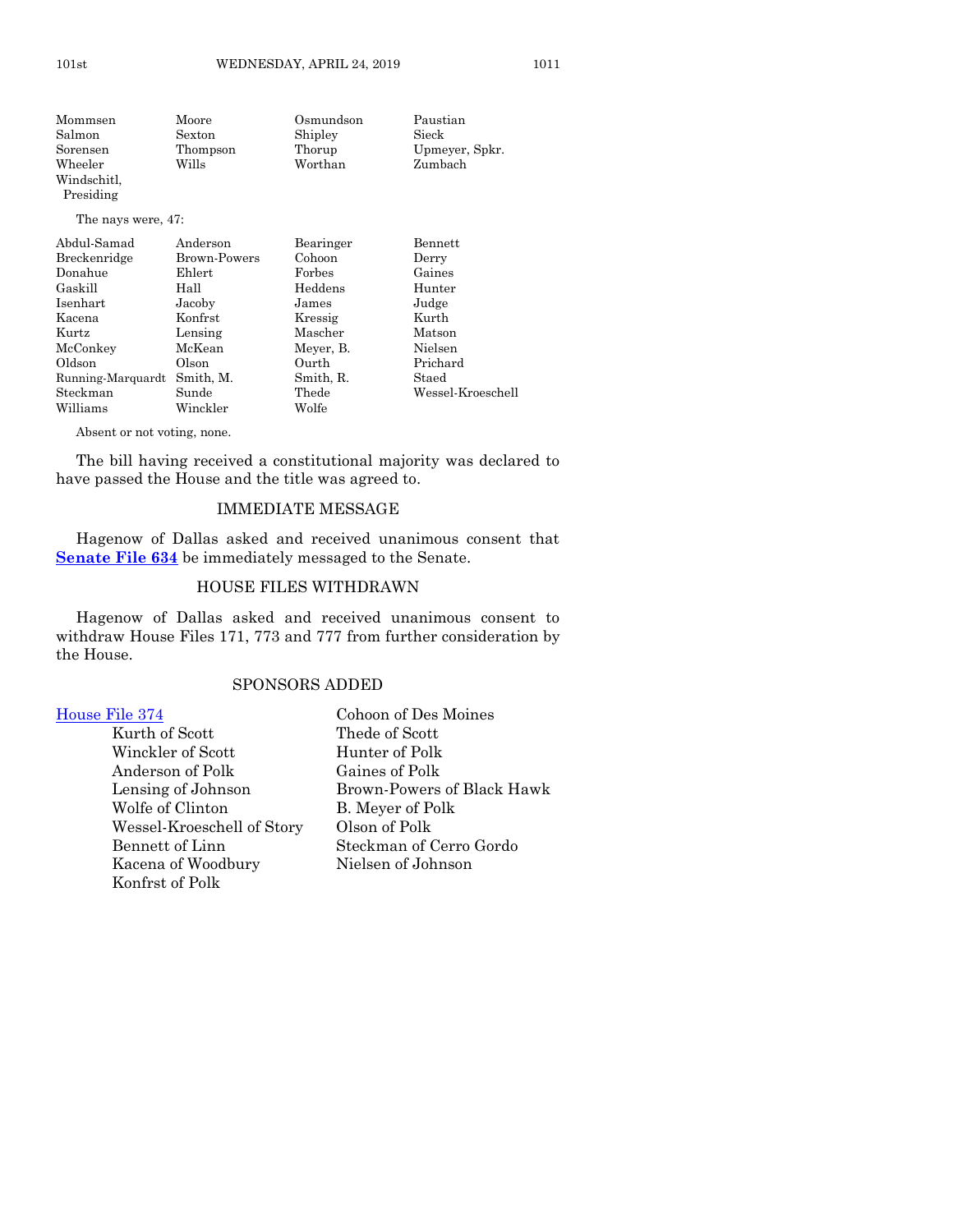| | | | |
|---|---|---|---|
| Mommsen | Moore | Osmundson | Paustian |
| Salmon | Sexton | Shipley | Sieck |
| Sorensen | Thompson | Thorup | Upmeyer, Spkr. |
| Wheeler | Wills | Worthan | Zumbach |
| Windschitl, Presiding | | | |

The nays were, 47:

| | | | |
|---|---|---|---|
| Abdul-Samad | Anderson | Bearinger | Bennett |
| Breckenridge | Brown-Powers | Cohoon | Derry |
| Donahue | Ehlert | Forbes | Gaines |
| Gaskill | Hall | Heddens | Hunter |
| Isenhart | Jacoby | James | Judge |
| Kacena | Konfrst | Kressig | Kurth |
| Kurtz | Lensing | Mascher | Matson |
| McConkey | McKean | Meyer, B. | Nielsen |
| Oldson | Olson | Ourth | Prichard |
| Running-Marquardt | Smith, M. | Smith, R. | Staed |
| Steckman | Sunde | Thede | Wessel-Kroeschell |
| Williams | Winckler | Wolfe | |

Absent or not voting, none.

The bill having received a constitutional majority was declared to have passed the House and the title was agreed to.

## IMMEDIATE MESSAGE

Hagenow of Dallas asked and received unanimous consent that **Senate File 634** be immediately messaged to the Senate.

## HOUSE FILES WITHDRAWN

Hagenow of Dallas asked and received unanimous consent to withdraw House Files 171, 773 and 777 from further consideration by the House.

## SPONSORS ADDED

House File 374

Cohoon of Des Moines
Kurth of Scott
Thede of Scott
Winckler of Scott
Hunter of Polk
Anderson of Polk
Gaines of Polk
Lensing of Johnson
Brown-Powers of Black Hawk
Wolfe of Clinton
B. Meyer of Polk
Wessel-Kroeschell of Story
Olson of Polk
Bennett of Linn
Steckman of Cerro Gordo
Kacena of Woodbury
Nielsen of Johnson
Konfrst of Polk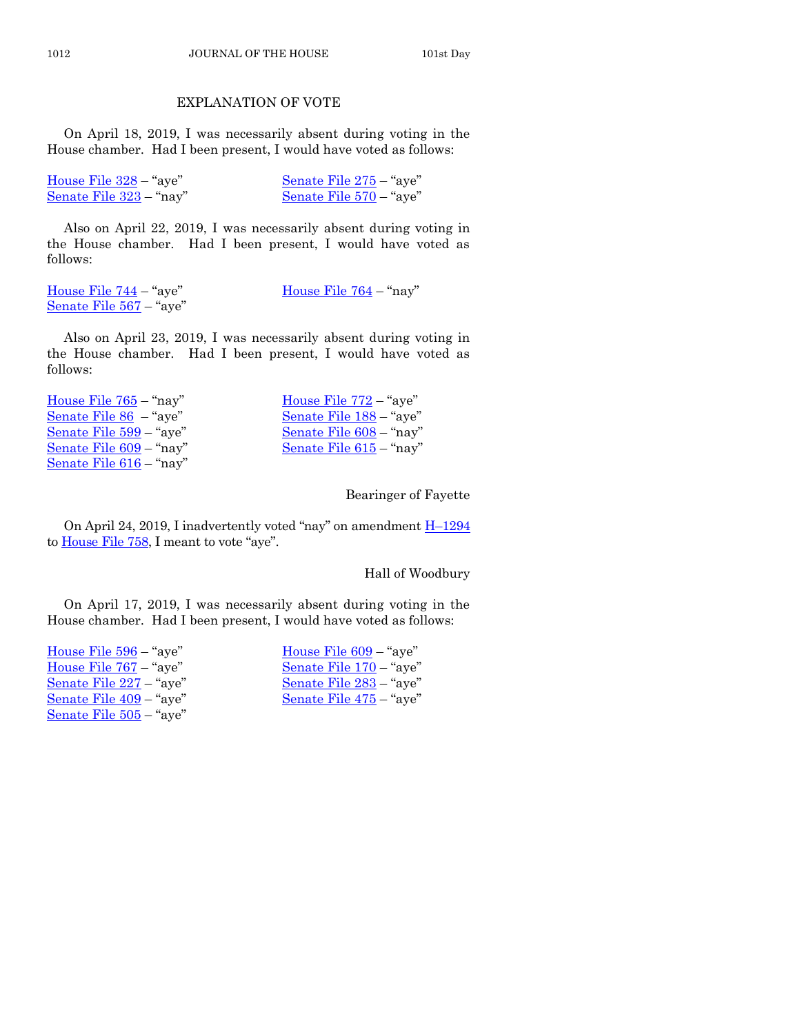## EXPLANATION OF VOTE

On April 18, 2019, I was necessarily absent during voting in the House chamber. Had I been present, I would have voted as follows:

House File 328 – "aye"
Senate File 275 – "aye"
Senate File 323 – "nay"
Senate File 570 – "aye"

Also on April 22, 2019, I was necessarily absent during voting in the House chamber. Had I been present, I would have voted as follows:

House File 744 – "aye"
House File 764 – "nay"
Senate File 567 – "aye"

Also on April 23, 2019, I was necessarily absent during voting in the House chamber. Had I been present, I would have voted as follows:

House File 765 – "nay"
House File 772 – "aye"
Senate File 86 – "aye"
Senate File 188 – "aye"
Senate File 599 – "aye"
Senate File 608 – "nay"
Senate File 609 – "nay"
Senate File 615 – "nay"
Senate File 616 – "nay"

Bearinger of Fayette

On April 24, 2019, I inadvertently voted "nay" on amendment H–1294 to House File 758, I meant to vote "aye".

Hall of Woodbury

On April 17, 2019, I was necessarily absent during voting in the House chamber. Had I been present, I would have voted as follows:

House File 596 – "aye"
House File 609 – "aye"
House File 767 – "aye"
Senate File 170 – "aye"
Senate File 227 – "aye"
Senate File 283 – "aye"
Senate File 409 – "aye"
Senate File 475 – "aye"
Senate File 505 – "aye"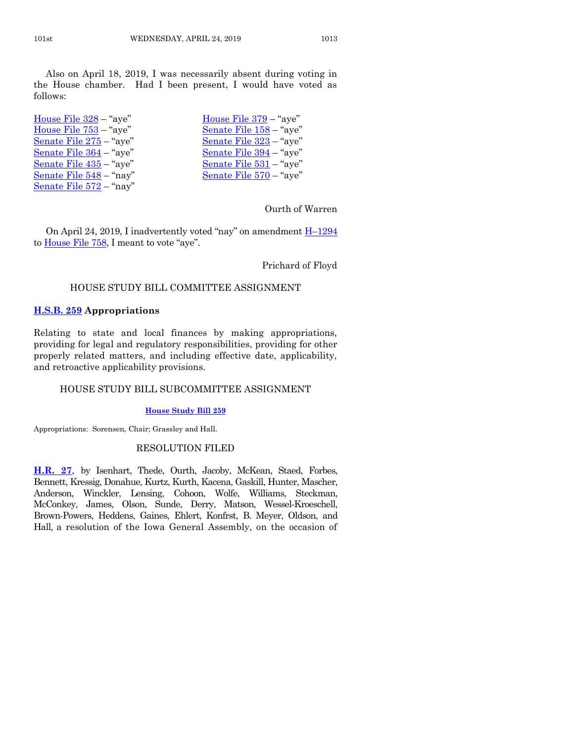Also on April 18, 2019, I was necessarily absent during voting in the House chamber. Had I been present, I would have voted as follows:

House File 328 – "aye"
House File 379 – "aye"
House File 753 – "aye"
Senate File 158 – "aye"
Senate File 275 – "aye"
Senate File 323 – "aye"
Senate File 364 – "aye"
Senate File 394 – "aye"
Senate File 435 – "aye"
Senate File 531 – "aye"
Senate File 548 – "nay"
Senate File 570 – "aye"
Senate File 572 – "nay"

Ourth of Warren

On April 24, 2019, I inadvertently voted "nay" on amendment H–1294 to House File 758, I meant to vote "aye".

Prichard of Floyd

## HOUSE STUDY BILL COMMITTEE ASSIGNMENT

**H.S.B. 259 Appropriations**

Relating to state and local finances by making appropriations, providing for legal and regulatory responsibilities, providing for other properly related matters, and including effective date, applicability, and retroactive applicability provisions.

## HOUSE STUDY BILL SUBCOMMITTEE ASSIGNMENT

**House Study Bill 259**

Appropriations: Sorensen, Chair; Grassley and Hall.

## RESOLUTION FILED

**H.R. 27**, by Isenhart, Thede, Ourth, Jacoby, McKean, Staed, Forbes, Bennett, Kressig, Donahue, Kurtz, Kurth, Kacena, Gaskill, Hunter, Mascher, Anderson, Winckler, Lensing, Cohoon, Wolfe, Williams, Steckman, McConkey, James, Olson, Sunde, Derry, Matson, Wessel-Kroeschell, Brown-Powers, Heddens, Gaines, Ehlert, Konfrst, B. Meyer, Oldson, and Hall, a resolution of the Iowa General Assembly, on the occasion of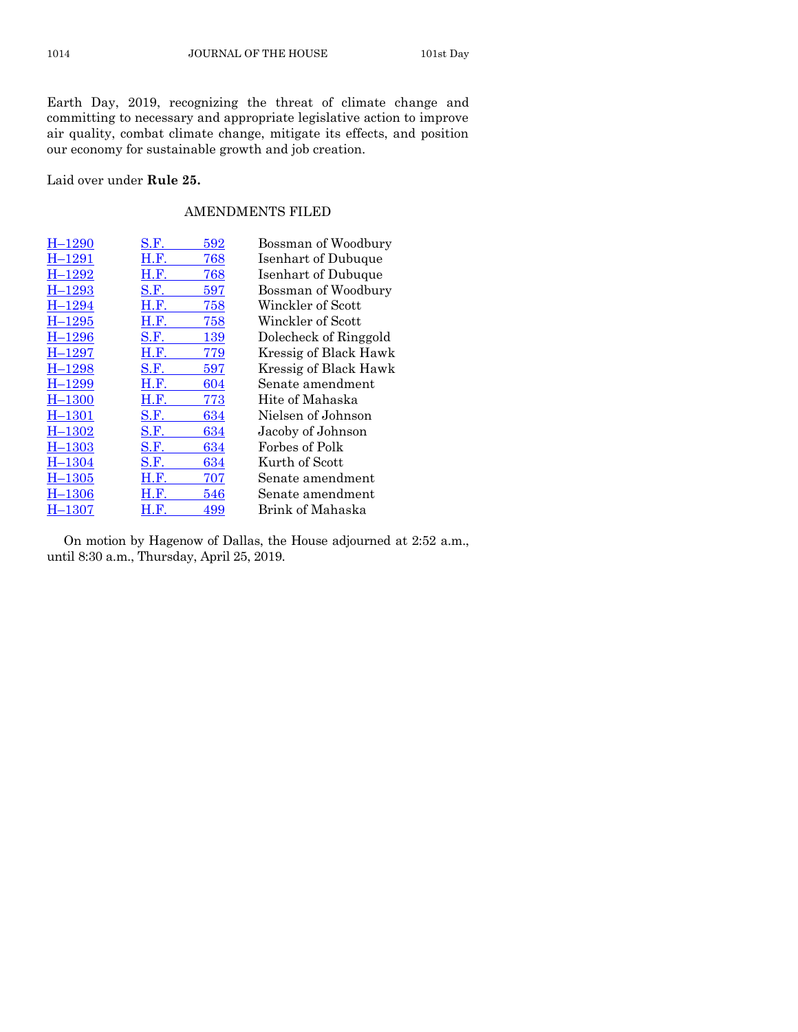Earth Day, 2019, recognizing the threat of climate change and committing to necessary and appropriate legislative action to improve air quality, combat climate change, mitigate its effects, and position our economy for sustainable growth and job creation.

Laid over under **Rule 25.**

## AMENDMENTS FILED

| | | | |
|---|---|---|---|
| H–1290 | S.F. | 592 | Bossman of Woodbury |
| H–1291 | H.F. | 768 | Isenhart of Dubuque |
| H–1292 | H.F. | 768 | Isenhart of Dubuque |
| H–1293 | S.F. | 597 | Bossman of Woodbury |
| H–1294 | H.F. | 758 | Winckler of Scott |
| H–1295 | H.F. | 758 | Winckler of Scott |
| H–1296 | S.F. | 139 | Dolecheck of Ringgold |
| H–1297 | H.F. | 779 | Kressig of Black Hawk |
| H–1298 | S.F. | 597 | Kressig of Black Hawk |
| H–1299 | H.F. | 604 | Senate amendment |
| H–1300 | H.F. | 773 | Hite of Mahaska |
| H–1301 | S.F. | 634 | Nielsen of Johnson |
| H–1302 | S.F. | 634 | Jacoby of Johnson |
| H–1303 | S.F. | 634 | Forbes of Polk |
| H–1304 | S.F. | 634 | Kurth of Scott |
| H–1305 | H.F. | 707 | Senate amendment |
| H–1306 | H.F. | 546 | Senate amendment |
| H–1307 | H.F. | 499 | Brink of Mahaska |

On motion by Hagenow of Dallas, the House adjourned at 2:52 a.m., until 8:30 a.m., Thursday, April 25, 2019.